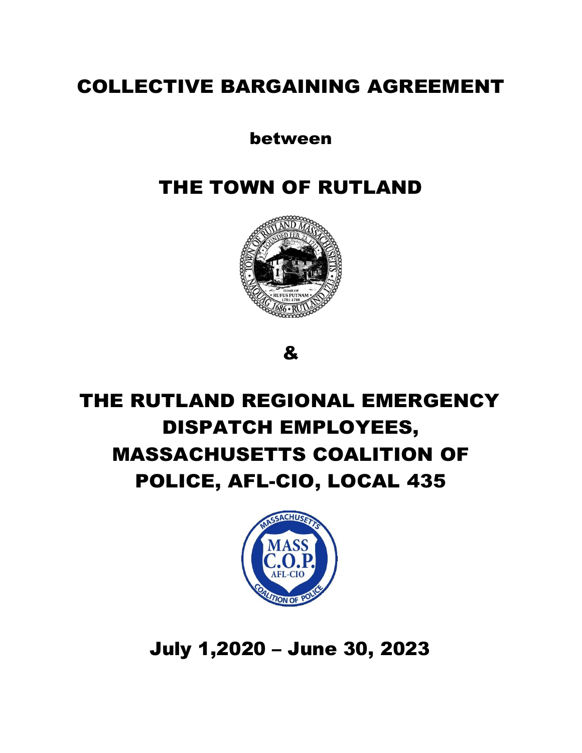# COLLECTIVE BARGAINING AGREEMENT

between

# THE TOWN OF RUTLAND

&

# THE RUTLAND REGIONAL EMERGENCY DISPATCH EMPLOYEES, MASSACHUSETTS COALITION OF POLICE, AFL-CIO, LOCAL 435

## July 1,2020 – June 30, 2023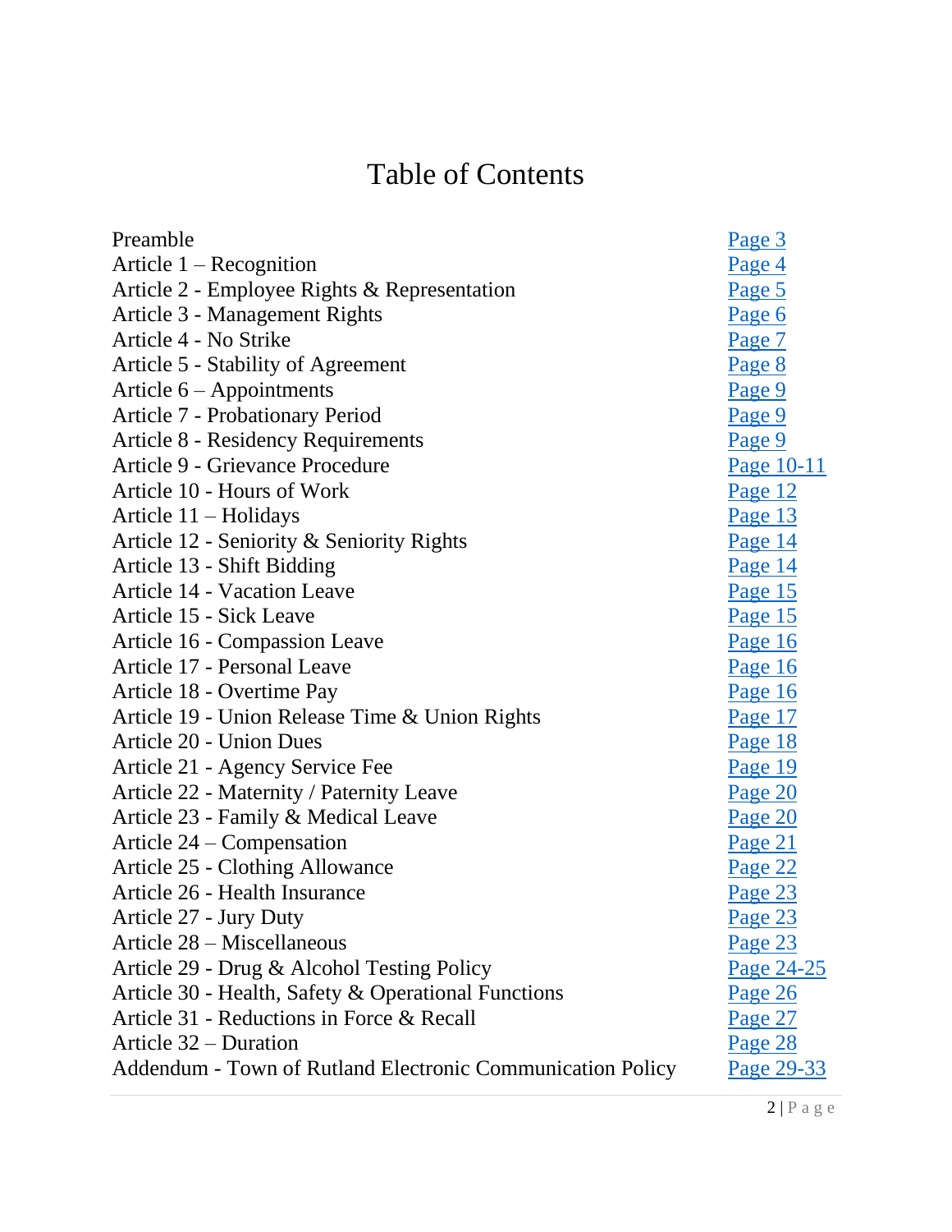# Table of Contents

| | |
|---|---|
| Preamble | Page 3 |
| Article 1 – Recognition | Page 4 |
| Article 2 - Employee Rights & Representation | Page 5 |
| Article 3 - Management Rights | Page 6 |
| Article 4 - No Strike | Page 7 |
| Article 5 - Stability of Agreement | Page 8 |
| Article 6 – Appointments | Page 9 |
| Article 7 - Probationary Period | Page 9 |
| Article 8 - Residency Requirements | Page 9 |
| Article 9 - Grievance Procedure | Page 10-11 |
| Article 10 - Hours of Work | Page 12 |
| Article 11 – Holidays | Page 13 |
| Article 12 - Seniority & Seniority Rights | Page 14 |
| Article 13 - Shift Bidding | Page 14 |
| Article 14 - Vacation Leave | Page 15 |
| Article 15 - Sick Leave | Page 15 |
| Article 16 - Compassion Leave | Page 16 |
| Article 17 - Personal Leave | Page 16 |
| Article 18 - Overtime Pay | Page 16 |
| Article 19 - Union Release Time & Union Rights | Page 17 |
| Article 20 - Union Dues | Page 18 |
| Article 21 - Agency Service Fee | Page 19 |
| Article 22 - Maternity / Paternity Leave | Page 20 |
| Article 23 - Family & Medical Leave | Page 20 |
| Article 24 – Compensation | Page 21 |
| Article 25 - Clothing Allowance | Page 22 |
| Article 26 - Health Insurance | Page 23 |
| Article 27 - Jury Duty | Page 23 |
| Article 28 – Miscellaneous | Page 23 |
| Article 29 - Drug & Alcohol Testing Policy | Page 24-25 |
| Article 30 - Health, Safety & Operational Functions | Page 26 |
| Article 31 - Reductions in Force & Recall | Page 27 |
| Article 32 – Duration | Page 28 |
| Addendum - Town of Rutland Electronic Communication Policy | Page 29-33 |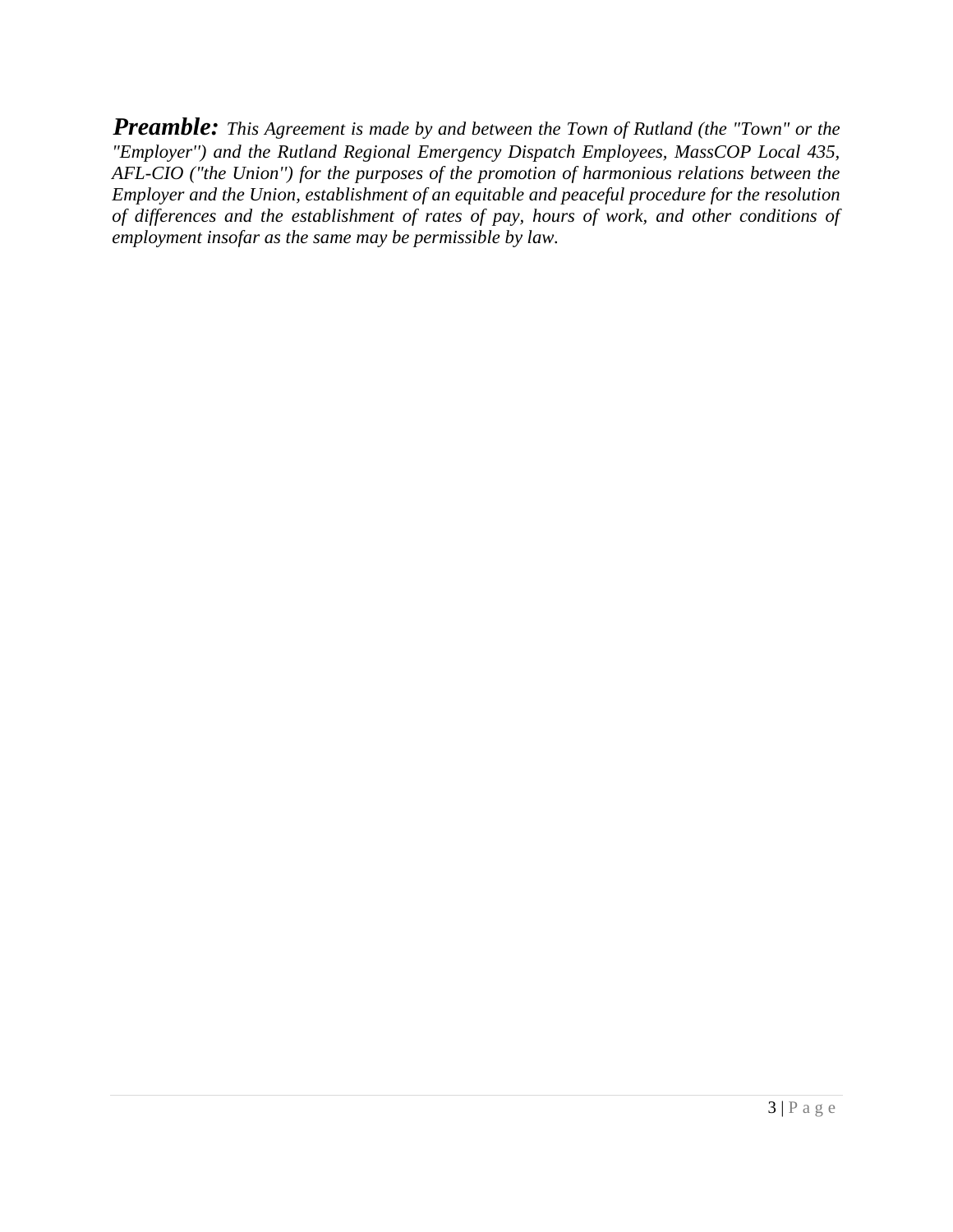***Preamble:*** *This Agreement is made by and between the Town of Rutland (the "Town" or the "Employer'') and the Rutland Regional Emergency Dispatch Employees, MassCOP Local 435, AFL-CIO ("the Union'') for the purposes of the promotion of harmonious relations between the Employer and the Union, establishment of an equitable and peaceful procedure for the resolution of differences and the establishment of rates of pay, hours of work, and other conditions of employment insofar as the same may be permissible by law.*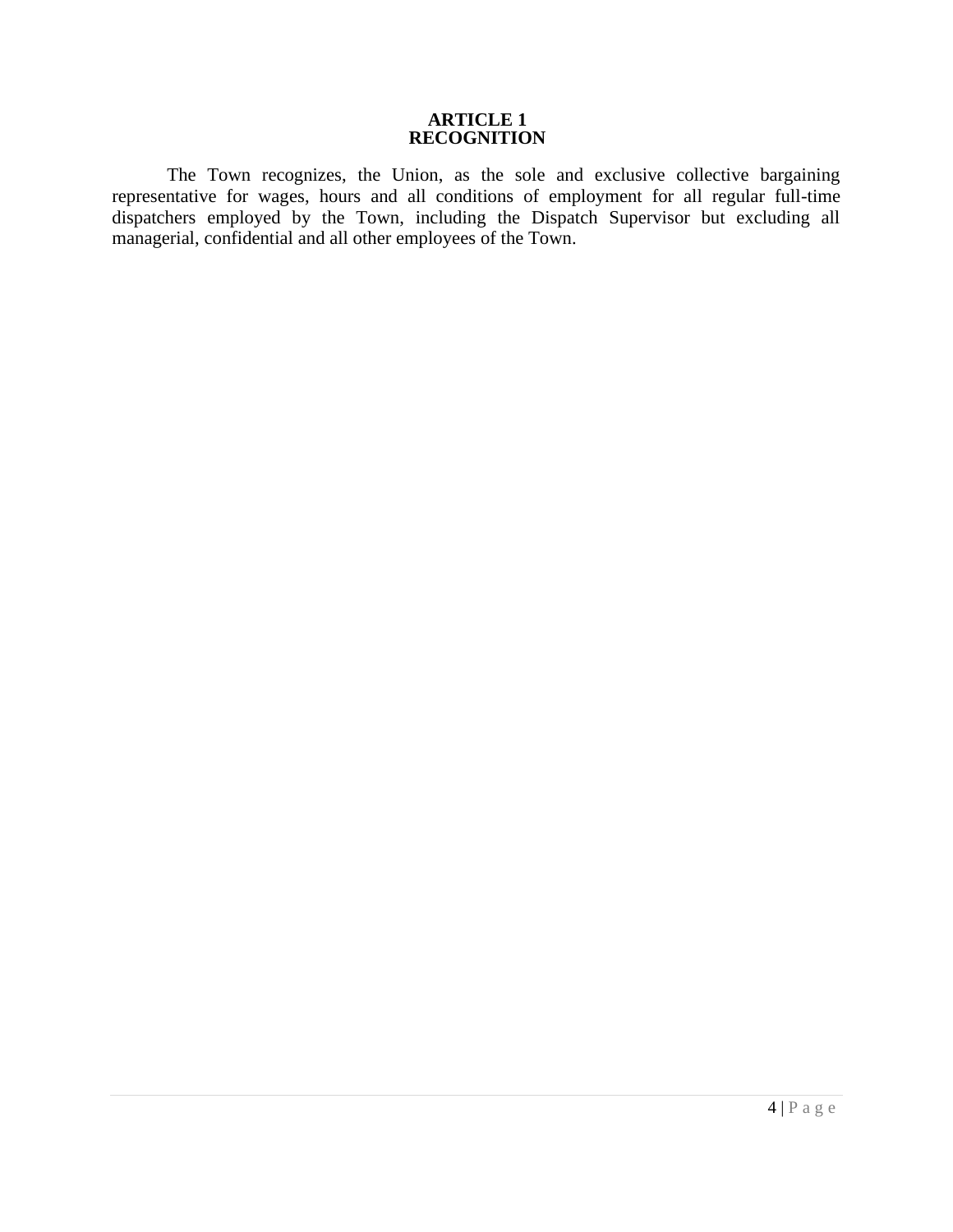## ARTICLE 1
## RECOGNITION

The Town recognizes, the Union, as the sole and exclusive collective bargaining representative for wages, hours and all conditions of employment for all regular full-time dispatchers employed by the Town, including the Dispatch Supervisor but excluding all managerial, confidential and all other employees of the Town.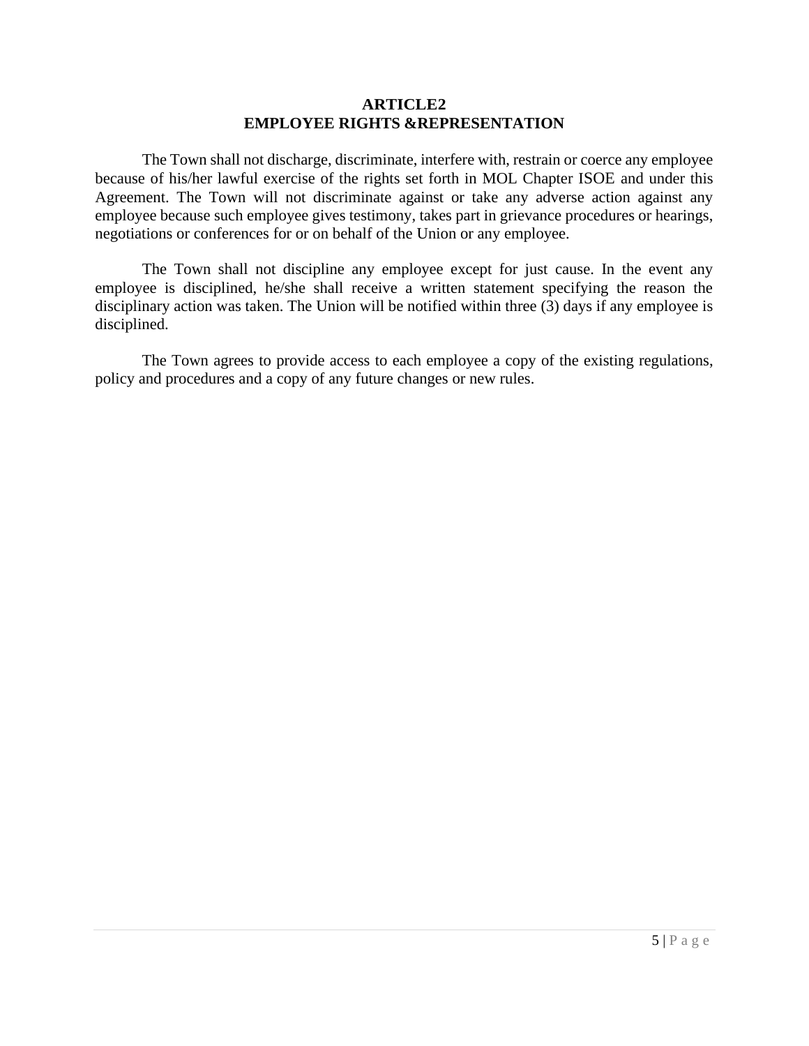# ARTICLE2
## EMPLOYEE RIGHTS &REPRESENTATION

The Town shall not discharge, discriminate, interfere with, restrain or coerce any employee because of his/her lawful exercise of the rights set forth in MOL Chapter ISOE and under this Agreement. The Town will not discriminate against or take any adverse action against any employee because such employee gives testimony, takes part in grievance procedures or hearings, negotiations or conferences for or on behalf of the Union or any employee.

The Town shall not discipline any employee except for just cause. In the event any employee is disciplined, he/she shall receive a written statement specifying the reason the disciplinary action was taken. The Union will be notified within three (3) days if any employee is disciplined.

The Town agrees to provide access to each employee a copy of the existing regulations, policy and procedures and a copy of any future changes or new rules.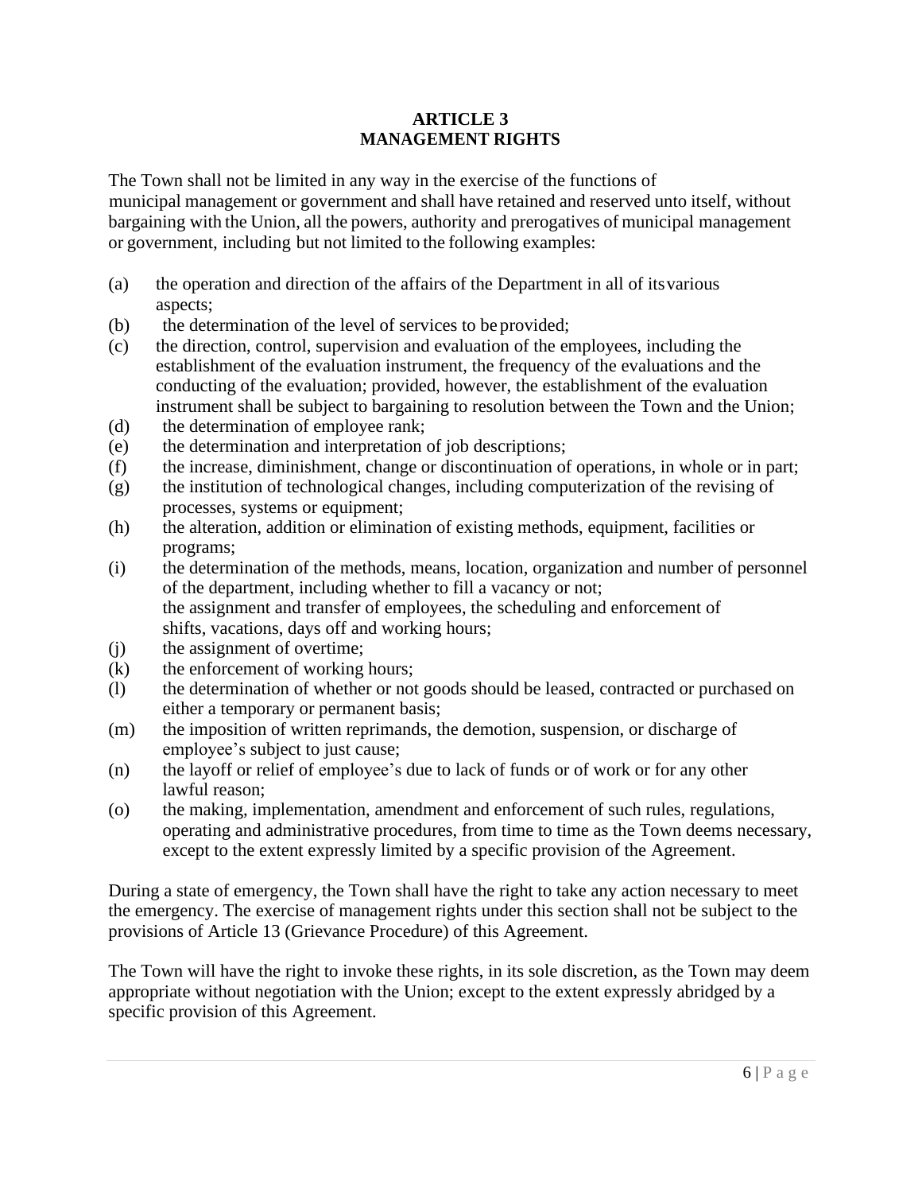## ARTICLE 3
## MANAGEMENT RIGHTS

The Town shall not be limited in any way in the exercise of the functions of municipal management or government and shall have retained and reserved unto itself, without bargaining with the Union, all the powers, authority and prerogatives of municipal management or government, including but not limited to the following examples:

(a) the operation and direction of the affairs of the Department in all of its various aspects;

(b) the determination of the level of services to be provided;

(c) the direction, control, supervision and evaluation of the employees, including the establishment of the evaluation instrument, the frequency of the evaluations and the conducting of the evaluation; provided, however, the establishment of the evaluation instrument shall be subject to bargaining to resolution between the Town and the Union;

(d) the determination of employee rank;

(e) the determination and interpretation of job descriptions;

(f) the increase, diminishment, change or discontinuation of operations, in whole or in part;

(g) the institution of technological changes, including computerization of the revising of processes, systems or equipment;

(h) the alteration, addition or elimination of existing methods, equipment, facilities or programs;

(i) the determination of the methods, means, location, organization and number of personnel of the department, including whether to fill a vacancy or not;
the assignment and transfer of employees, the scheduling and enforcement of shifts, vacations, days off and working hours;

(j) the assignment of overtime;

(k) the enforcement of working hours;

(l) the determination of whether or not goods should be leased, contracted or purchased on either a temporary or permanent basis;

(m) the imposition of written reprimands, the demotion, suspension, or discharge of employee's subject to just cause;

(n) the layoff or relief of employee's due to lack of funds or of work or for any other lawful reason;

(o) the making, implementation, amendment and enforcement of such rules, regulations, operating and administrative procedures, from time to time as the Town deems necessary, except to the extent expressly limited by a specific provision of the Agreement.

During a state of emergency, the Town shall have the right to take any action necessary to meet the emergency. The exercise of management rights under this section shall not be subject to the provisions of Article 13 (Grievance Procedure) of this Agreement.

The Town will have the right to invoke these rights, in its sole discretion, as the Town may deem appropriate without negotiation with the Union; except to the extent expressly abridged by a specific provision of this Agreement.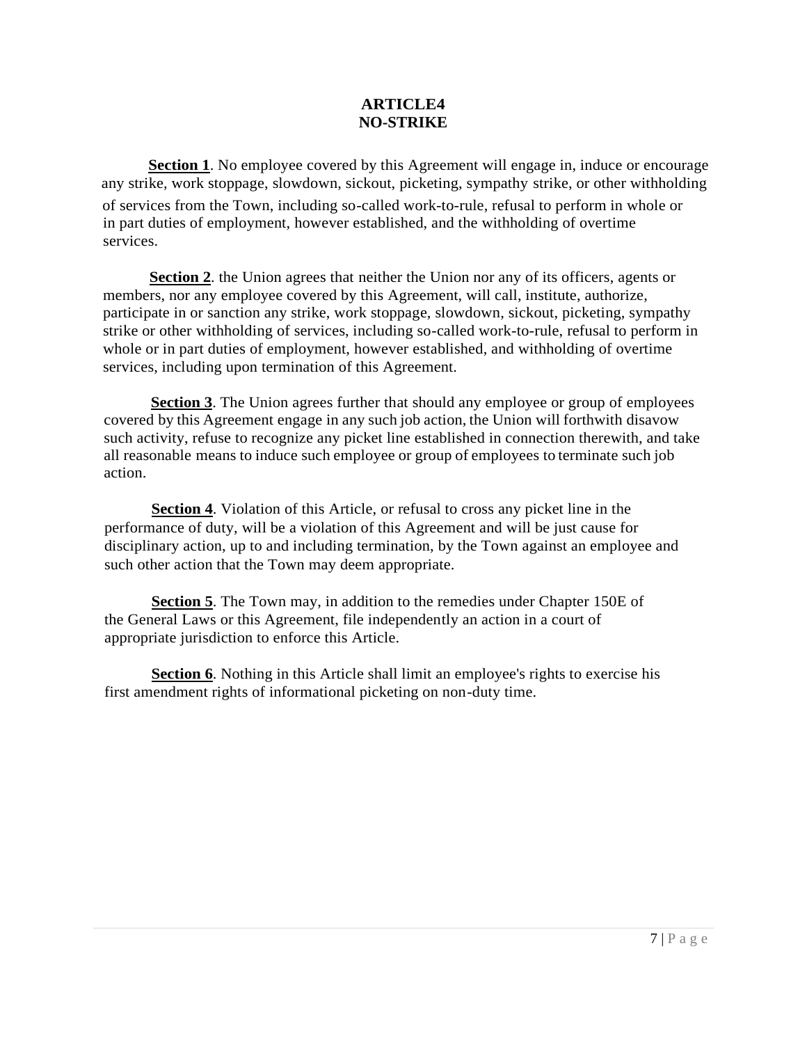## ARTICLE4
## NO-STRIKE

**Section 1**. No employee covered by this Agreement will engage in, induce or encourage any strike, work stoppage, slowdown, sickout, picketing, sympathy strike, or other withholding of services from the Town, including so-called work-to-rule, refusal to perform in whole or in part duties of employment, however established, and the withholding of overtime services.

**Section 2**. the Union agrees that neither the Union nor any of its officers, agents or members, nor any employee covered by this Agreement, will call, institute, authorize, participate in or sanction any strike, work stoppage, slowdown, sickout, picketing, sympathy strike or other withholding of services, including so-called work-to-rule, refusal to perform in whole or in part duties of employment, however established, and withholding of overtime services, including upon termination of this Agreement.

**Section 3**. The Union agrees further that should any employee or group of employees covered by this Agreement engage in any such job action, the Union will forthwith disavow such activity, refuse to recognize any picket line established in connection therewith, and take all reasonable means to induce such employee or group of employees to terminate such job action.

**Section 4**. Violation of this Article, or refusal to cross any picket line in the performance of duty, will be a violation of this Agreement and will be just cause for disciplinary action, up to and including termination, by the Town against an employee and such other action that the Town may deem appropriate.

**Section 5**. The Town may, in addition to the remedies under Chapter 150E of the General Laws or this Agreement, file independently an action in a court of appropriate jurisdiction to enforce this Article.

**Section 6**. Nothing in this Article shall limit an employee's rights to exercise his first amendment rights of informational picketing on non-duty time.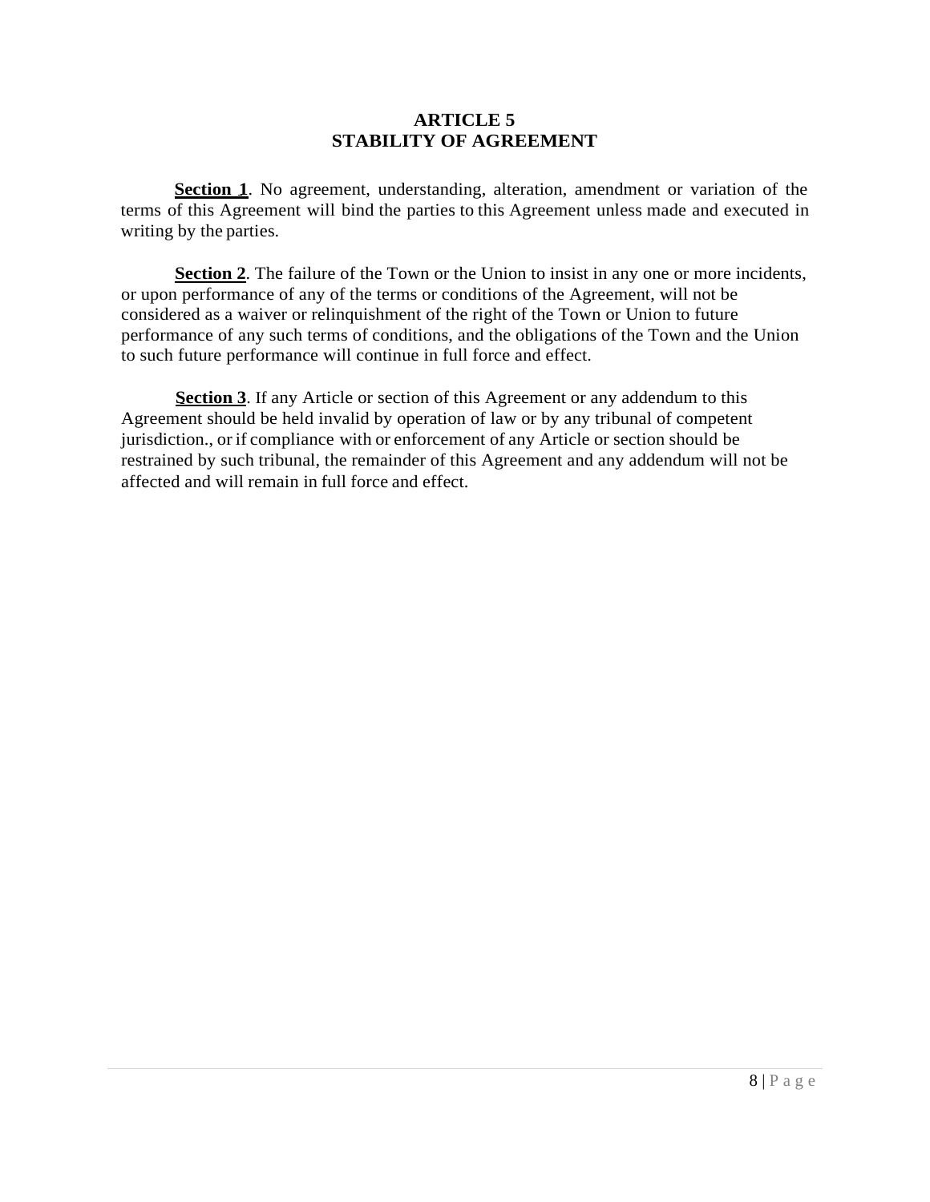## ARTICLE 5
## STABILITY OF AGREEMENT

**Section 1**. No agreement, understanding, alteration, amendment or variation of the terms of this Agreement will bind the parties to this Agreement unless made and executed in writing by the parties.

**Section 2**. The failure of the Town or the Union to insist in any one or more incidents, or upon performance of any of the terms or conditions of the Agreement, will not be considered as a waiver or relinquishment of the right of the Town or Union to future performance of any such terms of conditions, and the obligations of the Town and the Union to such future performance will continue in full force and effect.

**Section 3**. If any Article or section of this Agreement or any addendum to this Agreement should be held invalid by operation of law or by any tribunal of competent jurisdiction., or if compliance with or enforcement of any Article or section should be restrained by such tribunal, the remainder of this Agreement and any addendum will not be affected and will remain in full force and effect.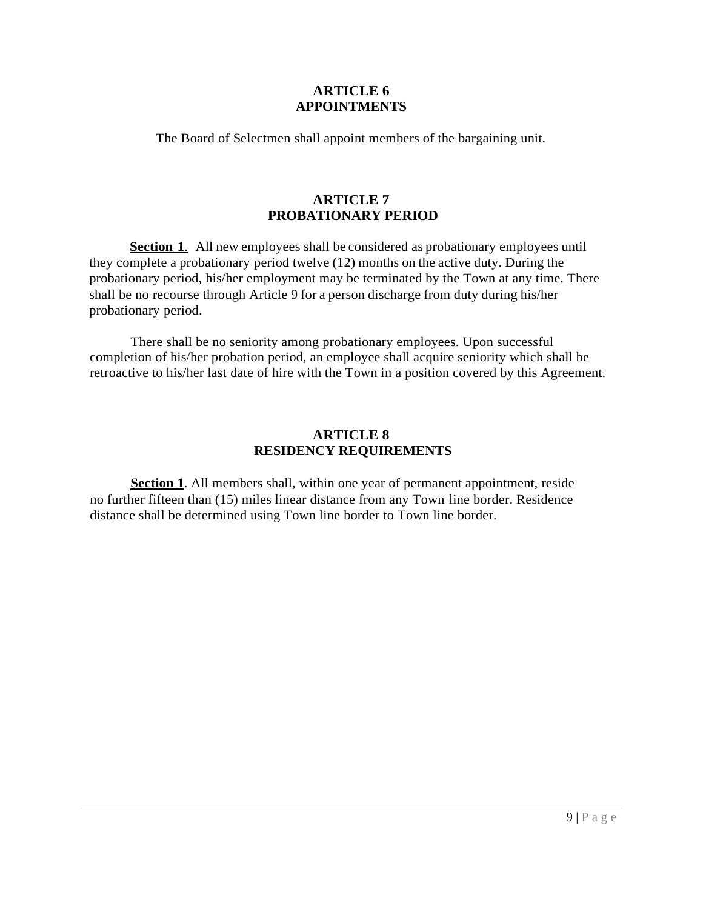## ARTICLE 6
## APPOINTMENTS

The Board of Selectmen shall appoint members of the bargaining unit.

## ARTICLE 7
## PROBATIONARY PERIOD

**Section 1**. All new employees shall be considered as probationary employees until they complete a probationary period twelve (12) months on the active duty. During the probationary period, his/her employment may be terminated by the Town at any time. There shall be no recourse through Article 9 for a person discharge from duty during his/her probationary period.

There shall be no seniority among probationary employees. Upon successful completion of his/her probation period, an employee shall acquire seniority which shall be retroactive to his/her last date of hire with the Town in a position covered by this Agreement.

## ARTICLE 8
## RESIDENCY REQUIREMENTS

**Section 1**. All members shall, within one year of permanent appointment, reside no further fifteen than (15) miles linear distance from any Town line border. Residence distance shall be determined using Town line border to Town line border.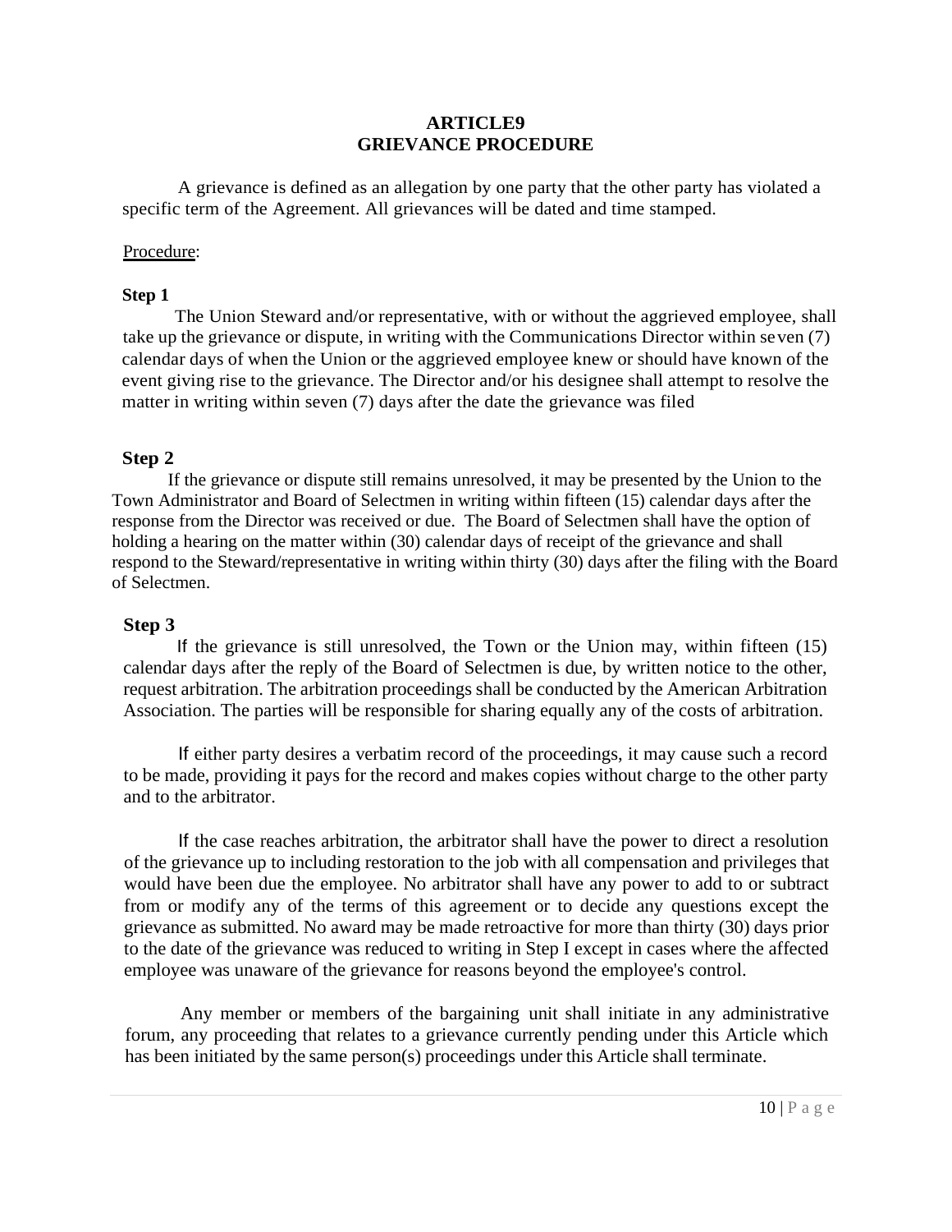# ARTICLE9
# GRIEVANCE PROCEDURE

A grievance is defined as an allegation by one party that the other party has violated a specific term of the Agreement. All grievances will be dated and time stamped.

Procedure:

**Step 1**

The Union Steward and/or representative, with or without the aggrieved employee, shall take up the grievance or dispute, in writing with the Communications Director within seven (7) calendar days of when the Union or the aggrieved employee knew or should have known of the event giving rise to the grievance. The Director and/or his designee shall attempt to resolve the matter in writing within seven (7) days after the date the grievance was filed

**Step 2**

If the grievance or dispute still remains unresolved, it may be presented by the Union to the Town Administrator and Board of Selectmen in writing within fifteen (15) calendar days after the response from the Director was received or due. The Board of Selectmen shall have the option of holding a hearing on the matter within (30) calendar days of receipt of the grievance and shall respond to the Steward/representative in writing within thirty (30) days after the filing with the Board of Selectmen.

**Step 3**

If the grievance is still unresolved, the Town or the Union may, within fifteen (15) calendar days after the reply of the Board of Selectmen is due, by written notice to the other, request arbitration. The arbitration proceedings shall be conducted by the American Arbitration Association. The parties will be responsible for sharing equally any of the costs of arbitration.

If either party desires a verbatim record of the proceedings, it may cause such a record to be made, providing it pays for the record and makes copies without charge to the other party and to the arbitrator.

If the case reaches arbitration, the arbitrator shall have the power to direct a resolution of the grievance up to including restoration to the job with all compensation and privileges that would have been due the employee. No arbitrator shall have any power to add to or subtract from or modify any of the terms of this agreement or to decide any questions except the grievance as submitted. No award may be made retroactive for more than thirty (30) days prior to the date of the grievance was reduced to writing in Step I except in cases where the affected employee was unaware of the grievance for reasons beyond the employee's control.

Any member or members of the bargaining unit shall initiate in any administrative forum, any proceeding that relates to a grievance currently pending under this Article which has been initiated by the same person(s) proceedings under this Article shall terminate.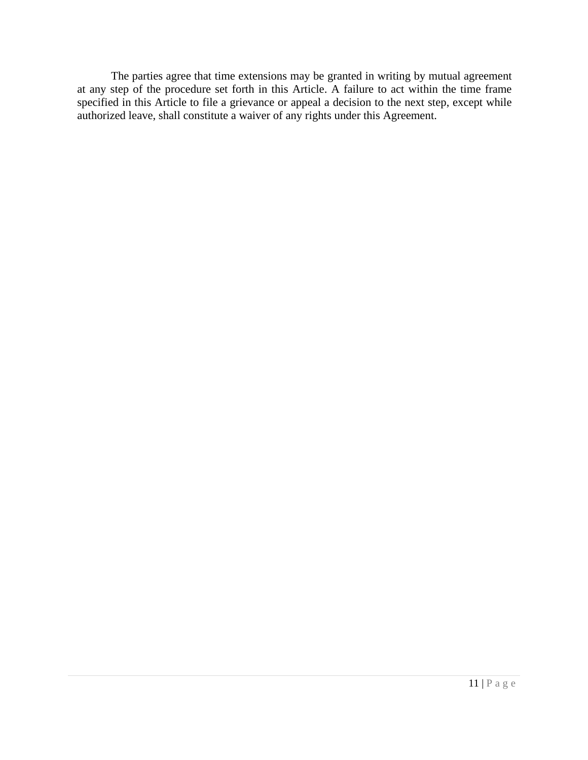The parties agree that time extensions may be granted in writing by mutual agreement at any step of the procedure set forth in this Article. A failure to act within the time frame specified in this Article to file a grievance or appeal a decision to the next step, except while authorized leave, shall constitute a waiver of any rights under this Agreement.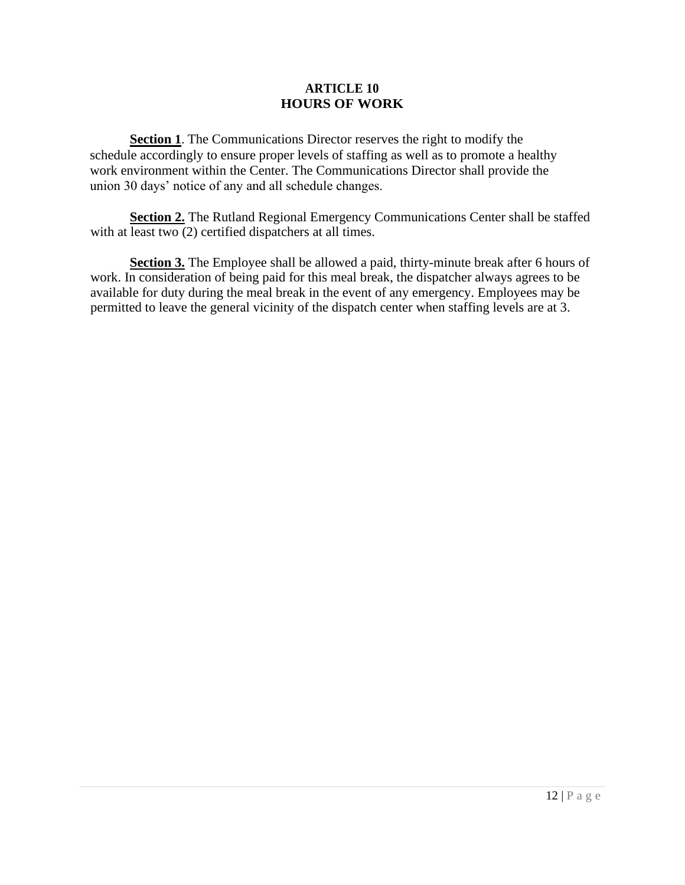# ARTICLE 10
# HOURS OF WORK

**Section 1**. The Communications Director reserves the right to modify the schedule accordingly to ensure proper levels of staffing as well as to promote a healthy work environment within the Center. The Communications Director shall provide the union 30 days' notice of any and all schedule changes.

**Section 2.** The Rutland Regional Emergency Communications Center shall be staffed with at least two (2) certified dispatchers at all times.

**Section 3.** The Employee shall be allowed a paid, thirty-minute break after 6 hours of work. In consideration of being paid for this meal break, the dispatcher always agrees to be available for duty during the meal break in the event of any emergency. Employees may be permitted to leave the general vicinity of the dispatch center when staffing levels are at 3.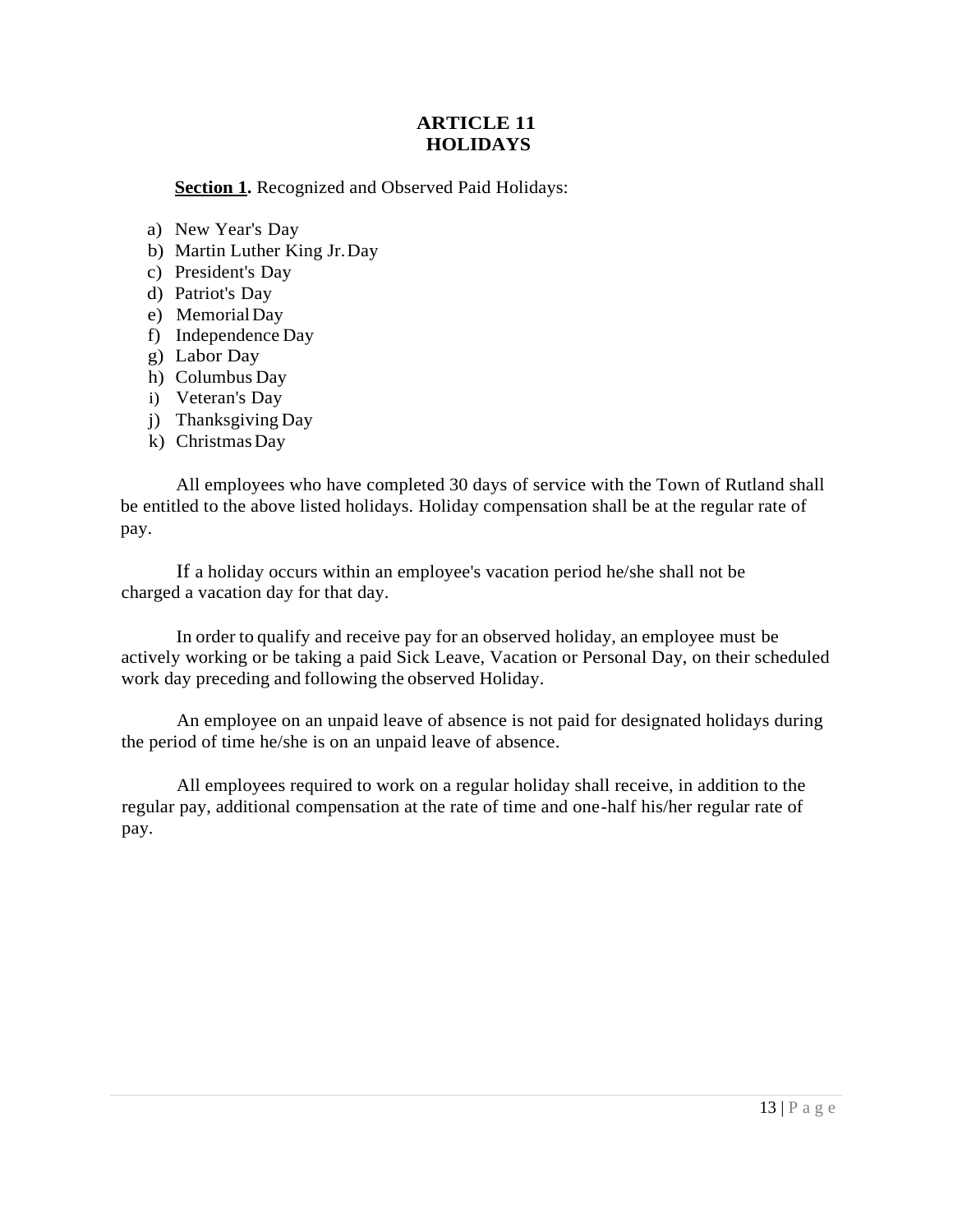# ARTICLE 11
# HOLIDAYS

**Section 1.** Recognized and Observed Paid Holidays:

a) New Year's Day
b) Martin Luther King Jr. Day
c) President's Day
d) Patriot's Day
e) Memorial Day
f) Independence Day
g) Labor Day
h) Columbus Day
i) Veteran's Day
j) Thanksgiving Day
k) Christmas Day

All employees who have completed 30 days of service with the Town of Rutland shall be entitled to the above listed holidays. Holiday compensation shall be at the regular rate of pay.

If a holiday occurs within an employee's vacation period he/she shall not be charged a vacation day for that day.

In order to qualify and receive pay for an observed holiday, an employee must be actively working or be taking a paid Sick Leave, Vacation or Personal Day, on their scheduled work day preceding and following the observed Holiday.

An employee on an unpaid leave of absence is not paid for designated holidays during the period of time he/she is on an unpaid leave of absence.

All employees required to work on a regular holiday shall receive, in addition to the regular pay, additional compensation at the rate of time and one-half his/her regular rate of pay.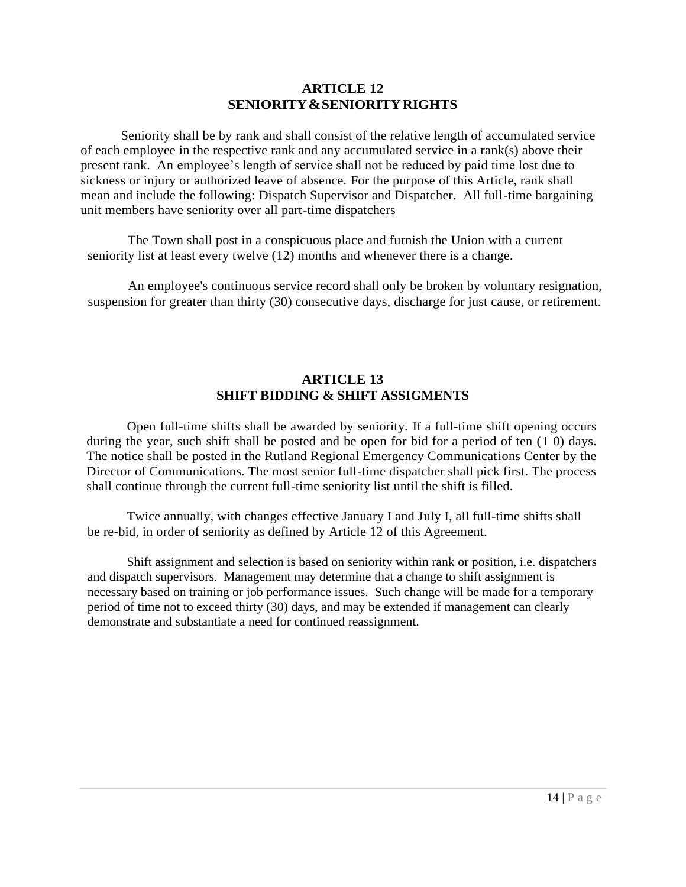## ARTICLE 12
## SENIORITY & SENIORITY RIGHTS

Seniority shall be by rank and shall consist of the relative length of accumulated service of each employee in the respective rank and any accumulated service in a rank(s) above their present rank. An employee's length of service shall not be reduced by paid time lost due to sickness or injury or authorized leave of absence. For the purpose of this Article, rank shall mean and include the following: Dispatch Supervisor and Dispatcher. All full-time bargaining unit members have seniority over all part-time dispatchers

The Town shall post in a conspicuous place and furnish the Union with a current seniority list at least every twelve (12) months and whenever there is a change.

An employee's continuous service record shall only be broken by voluntary resignation, suspension for greater than thirty (30) consecutive days, discharge for just cause, or retirement.

## ARTICLE 13
## SHIFT BIDDING & SHIFT ASSIGMENTS

Open full-time shifts shall be awarded by seniority. If a full-time shift opening occurs during the year, such shift shall be posted and be open for bid for a period of ten (1 0) days. The notice shall be posted in the Rutland Regional Emergency Communications Center by the Director of Communications. The most senior full-time dispatcher shall pick first. The process shall continue through the current full-time seniority list until the shift is filled.

Twice annually, with changes effective January I and July I, all full-time shifts shall be re-bid, in order of seniority as defined by Article 12 of this Agreement.

Shift assignment and selection is based on seniority within rank or position, i.e. dispatchers and dispatch supervisors. Management may determine that a change to shift assignment is necessary based on training or job performance issues. Such change will be made for a temporary period of time not to exceed thirty (30) days, and may be extended if management can clearly demonstrate and substantiate a need for continued reassignment.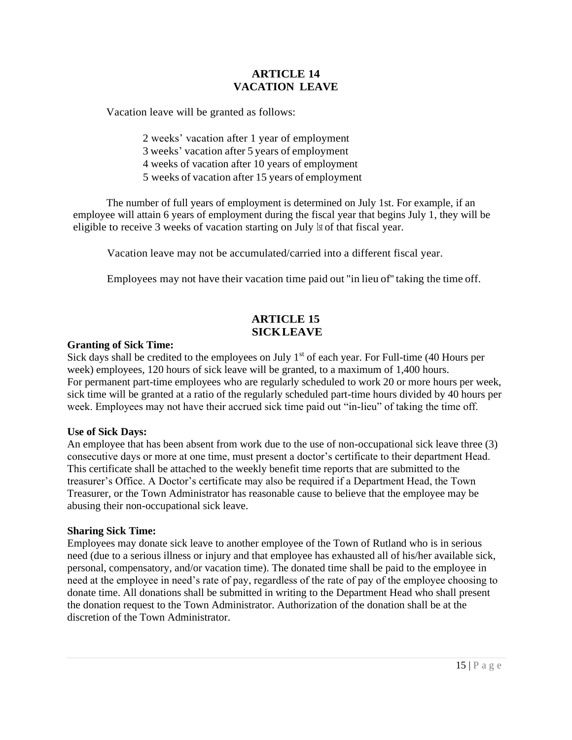## ARTICLE 14
## VACATION LEAVE

Vacation leave will be granted as follows:

2 weeks' vacation after 1 year of employment
3 weeks' vacation after 5 years of employment
4 weeks of vacation after 10 years of employment
5 weeks of vacation after 15 years of employment

The number of full years of employment is determined on July 1st. For example, if an employee will attain 6 years of employment during the fiscal year that begins July 1, they will be eligible to receive 3 weeks of vacation starting on July 1st of that fiscal year.

Vacation leave may not be accumulated/carried into a different fiscal year.

Employees may not have their vacation time paid out "in lieu of" taking the time off.

## ARTICLE 15
## SICK LEAVE

**Granting of Sick Time:**
Sick days shall be credited to the employees on July 1st of each year. For Full-time (40 Hours per week) employees, 120 hours of sick leave will be granted, to a maximum of 1,400 hours.
For permanent part-time employees who are regularly scheduled to work 20 or more hours per week, sick time will be granted at a ratio of the regularly scheduled part-time hours divided by 40 hours per week. Employees may not have their accrued sick time paid out "in-lieu" of taking the time off.

**Use of Sick Days:**
An employee that has been absent from work due to the use of non-occupational sick leave three (3) consecutive days or more at one time, must present a doctor's certificate to their department Head. This certificate shall be attached to the weekly benefit time reports that are submitted to the treasurer's Office. A Doctor's certificate may also be required if a Department Head, the Town Treasurer, or the Town Administrator has reasonable cause to believe that the employee may be abusing their non-occupational sick leave.

**Sharing Sick Time:**
Employees may donate sick leave to another employee of the Town of Rutland who is in serious need (due to a serious illness or injury and that employee has exhausted all of his/her available sick, personal, compensatory, and/or vacation time). The donated time shall be paid to the employee in need at the employee in need's rate of pay, regardless of the rate of pay of the employee choosing to donate time. All donations shall be submitted in writing to the Department Head who shall present the donation request to the Town Administrator. Authorization of the donation shall be at the discretion of the Town Administrator.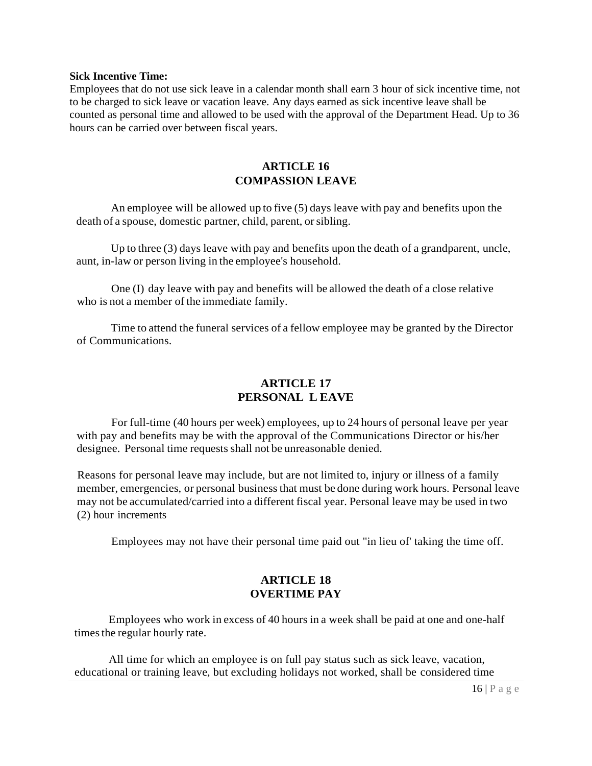**Sick Incentive Time:**

Employees that do not use sick leave in a calendar month shall earn 3 hour of sick incentive time, not to be charged to sick leave or vacation leave. Any days earned as sick incentive leave shall be counted as personal time and allowed to be used with the approval of the Department Head. Up to 36 hours can be carried over between fiscal years.

## ARTICLE 16
## COMPASSION LEAVE

An employee will be allowed up to five (5) days leave with pay and benefits upon the death of a spouse, domestic partner, child, parent, or sibling.

Up to three (3) days leave with pay and benefits upon the death of a grandparent, uncle, aunt, in-law or person living in the employee's household.

One (I) day leave with pay and benefits will be allowed the death of a close relative who is not a member of the immediate family.

Time to attend the funeral services of a fellow employee may be granted by the Director of Communications.

## ARTICLE 17
## PERSONAL L EAVE

For full-time (40 hours per week) employees, up to 24 hours of personal leave per year with pay and benefits may be with the approval of the Communications Director or his/her designee. Personal time requests shall not be unreasonable denied.

Reasons for personal leave may include, but are not limited to, injury or illness of a family member, emergencies, or personal business that must be done during work hours. Personal leave may not be accumulated/carried into a different fiscal year. Personal leave may be used in two (2) hour increments

Employees may not have their personal time paid out "in lieu of' taking the time off.

## ARTICLE 18
## OVERTIME PAY

Employees who work in excess of 40 hours in a week shall be paid at one and one-half times the regular hourly rate.

All time for which an employee is on full pay status such as sick leave, vacation, educational or training leave, but excluding holidays not worked, shall be considered time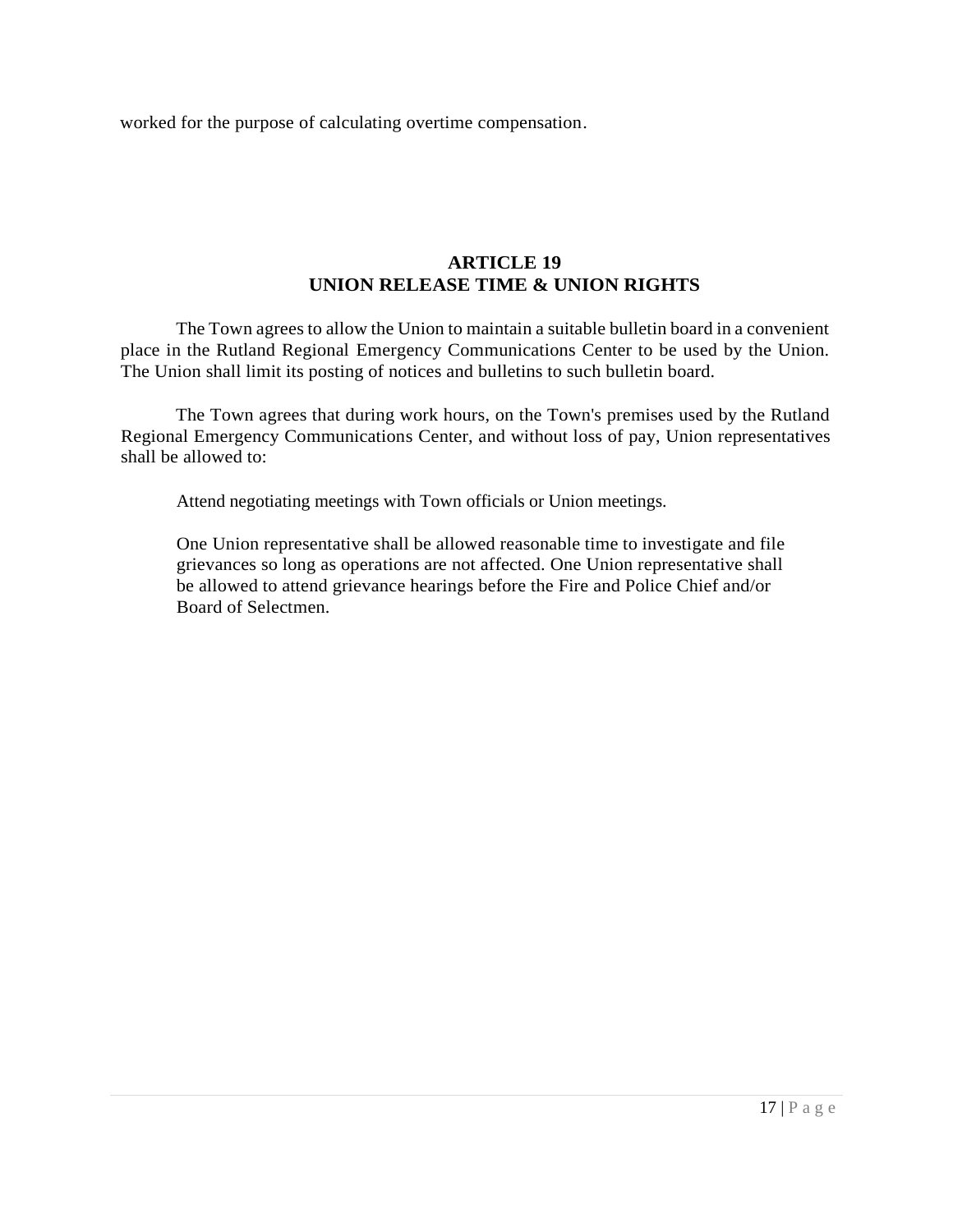worked for the purpose of calculating overtime compensation.

## ARTICLE 19
## UNION RELEASE TIME & UNION RIGHTS

The Town agrees to allow the Union to maintain a suitable bulletin board in a convenient place in the Rutland Regional Emergency Communications Center to be used by the Union. The Union shall limit its posting of notices and bulletins to such bulletin board.

The Town agrees that during work hours, on the Town's premises used by the Rutland Regional Emergency Communications Center, and without loss of pay, Union representatives shall be allowed to:

> Attend negotiating meetings with Town officials or Union meetings.
>
> One Union representative shall be allowed reasonable time to investigate and file grievances so long as operations are not affected. One Union representative shall be allowed to attend grievance hearings before the Fire and Police Chief and/or Board of Selectmen.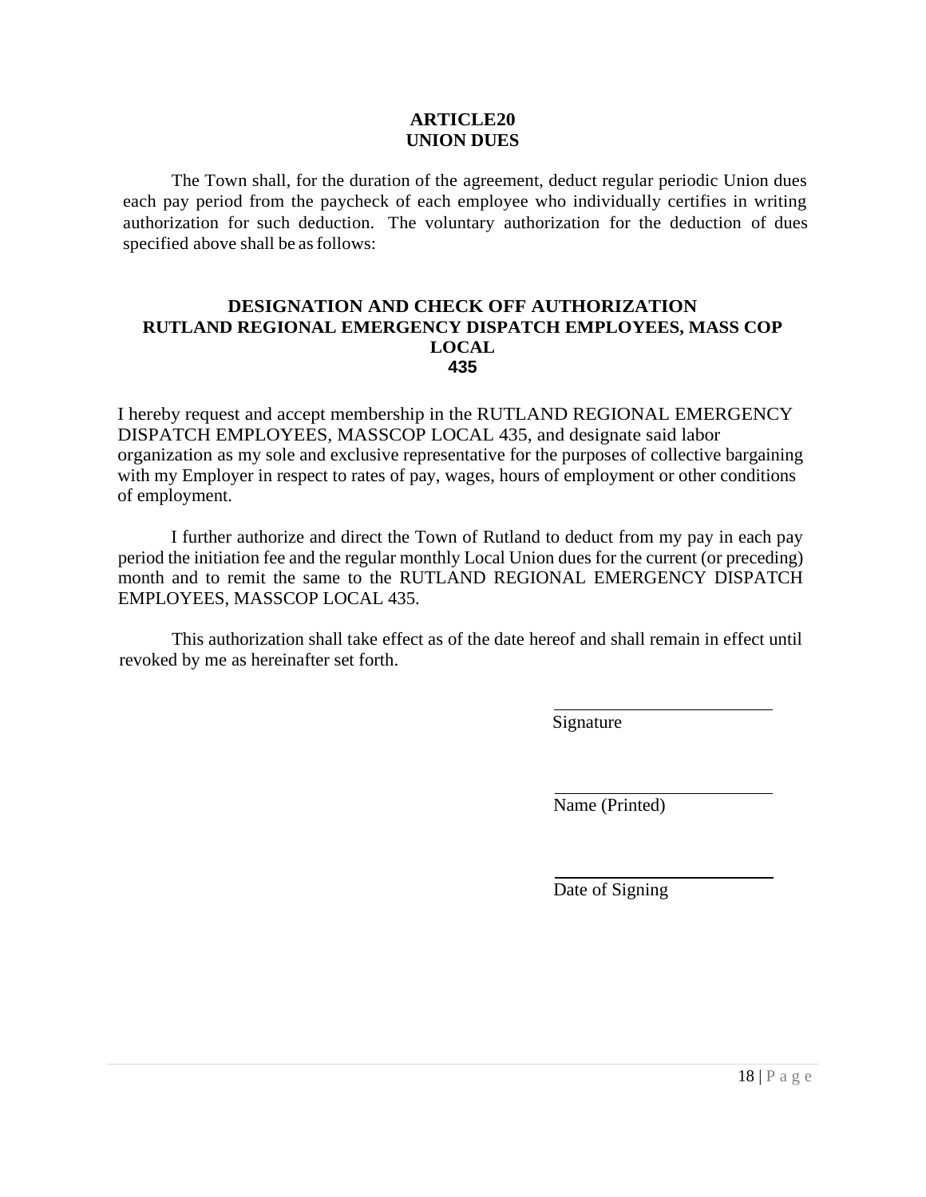## ARTICLE20
## UNION DUES

The Town shall, for the duration of the agreement, deduct regular periodic Union dues each pay period from the paycheck of each employee who individually certifies in writing authorization for such deduction. The voluntary authorization for the deduction of dues specified above shall be as follows:

### DESIGNATION AND CHECK OFF AUTHORIZATION
### RUTLAND REGIONAL EMERGENCY DISPATCH EMPLOYEES, MASS COP LOCAL 435

I hereby request and accept membership in the RUTLAND REGIONAL EMERGENCY DISPATCH EMPLOYEES, MASSCOP LOCAL 435, and designate said labor organization as my sole and exclusive representative for the purposes of collective bargaining with my Employer in respect to rates of pay, wages, hours of employment or other conditions of employment.

I further authorize and direct the Town of Rutland to deduct from my pay in each pay period the initiation fee and the regular monthly Local Union dues for the current (or preceding) month and to remit the same to the RUTLAND REGIONAL EMERGENCY DISPATCH EMPLOYEES, MASSCOP LOCAL 435.

This authorization shall take effect as of the date hereof and shall remain in effect until revoked by me as hereinafter set forth.

\_\_\_\_\_\_\_\_\_\_\_\_\_\_\_\_\_\_\_\_\_\_\_\_\_\_
Signature

\_\_\_\_\_\_\_\_\_\_\_\_\_\_\_\_\_\_\_\_\_\_\_\_\_\_
Name (Printed)

\_\_\_\_\_\_\_\_\_\_\_\_\_\_\_\_\_\_\_\_\_\_\_\_\_\_
Date of Signing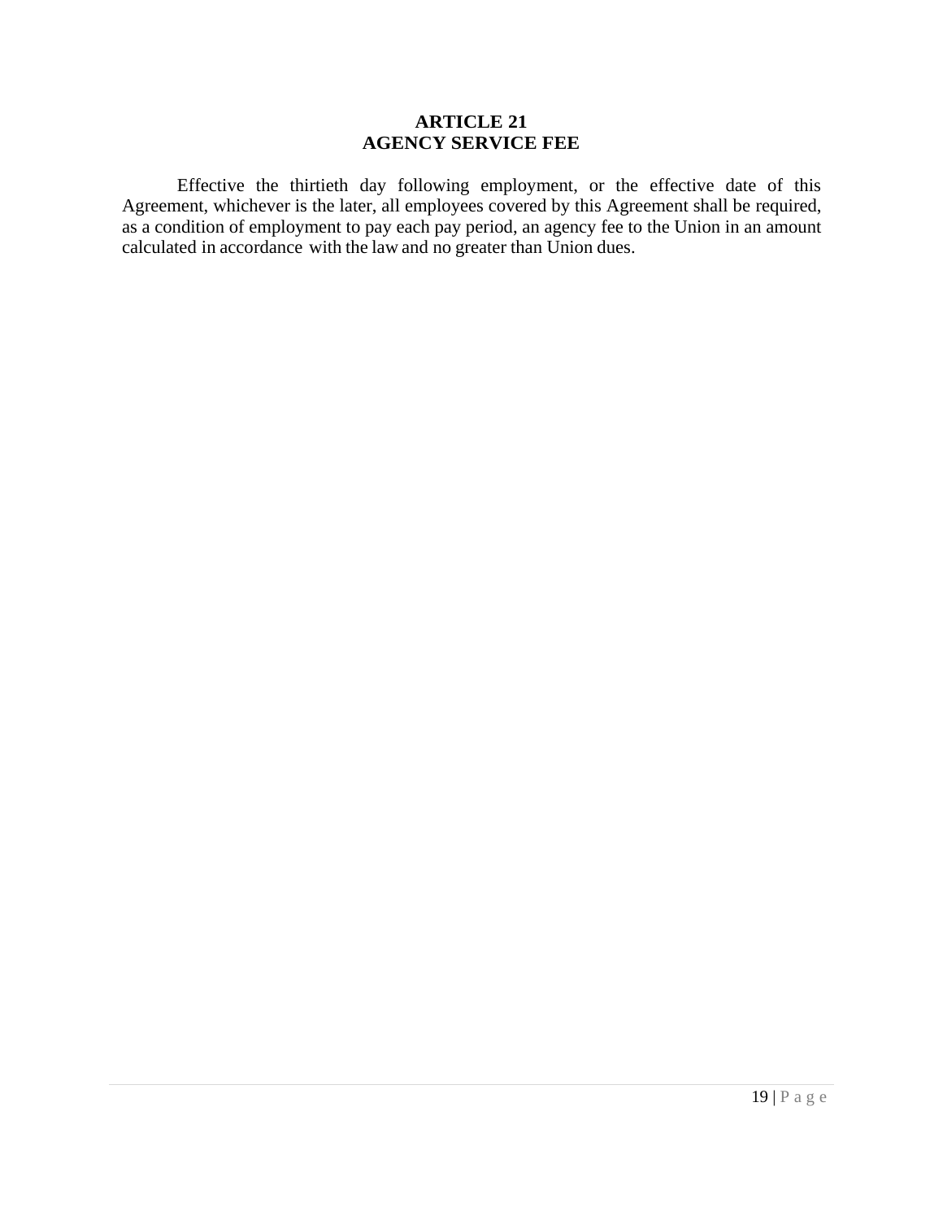## ARTICLE 21
## AGENCY SERVICE FEE

Effective the thirtieth day following employment, or the effective date of this Agreement, whichever is the later, all employees covered by this Agreement shall be required, as a condition of employment to pay each pay period, an agency fee to the Union in an amount calculated in accordance with the law and no greater than Union dues.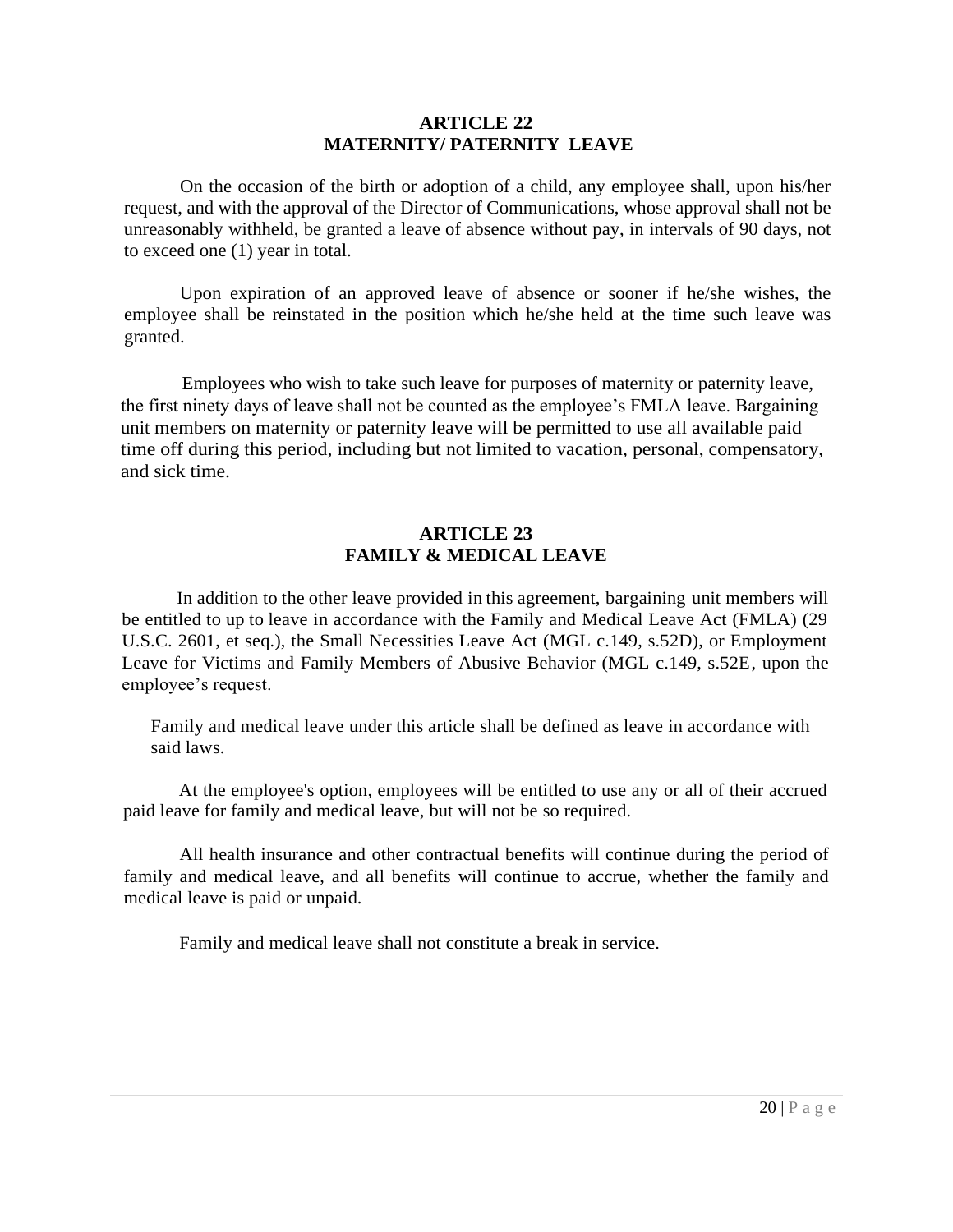## ARTICLE 22
## MATERNITY/ PATERNITY LEAVE

On the occasion of the birth or adoption of a child, any employee shall, upon his/her request, and with the approval of the Director of Communications, whose approval shall not be unreasonably withheld, be granted a leave of absence without pay, in intervals of 90 days, not to exceed one (1) year in total.

Upon expiration of an approved leave of absence or sooner if he/she wishes, the employee shall be reinstated in the position which he/she held at the time such leave was granted.

Employees who wish to take such leave for purposes of maternity or paternity leave, the first ninety days of leave shall not be counted as the employee's FMLA leave. Bargaining unit members on maternity or paternity leave will be permitted to use all available paid time off during this period, including but not limited to vacation, personal, compensatory, and sick time.

## ARTICLE 23
## FAMILY & MEDICAL LEAVE

In addition to the other leave provided in this agreement, bargaining unit members will be entitled to up to leave in accordance with the Family and Medical Leave Act (FMLA) (29 U.S.C. 2601, et seq.), the Small Necessities Leave Act (MGL c.149, s.52D), or Employment Leave for Victims and Family Members of Abusive Behavior (MGL c.149, s.52E, upon the employee's request.

Family and medical leave under this article shall be defined as leave in accordance with said laws.

At the employee's option, employees will be entitled to use any or all of their accrued paid leave for family and medical leave, but will not be so required.

All health insurance and other contractual benefits will continue during the period of family and medical leave, and all benefits will continue to accrue, whether the family and medical leave is paid or unpaid.

Family and medical leave shall not constitute a break in service.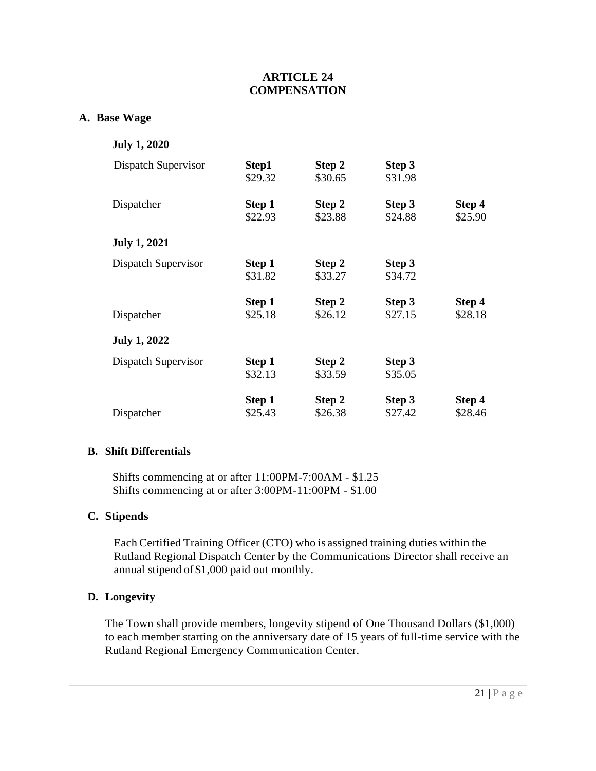# ARTICLE 24
# COMPENSATION

## A. Base Wage

**July 1, 2020**

| | Step1 | Step 2 | Step 3 | Step 4 |
|---|---|---|---|---|
| Dispatch Supervisor | $29.32 | $30.65 | $31.98 | |
| Dispatcher | $22.93 | $23.88 | $24.88 | $25.90 |

**July 1, 2021**

| | Step 1 | Step 2 | Step 3 | Step 4 |
|---|---|---|---|---|
| Dispatch Supervisor | $31.82 | $33.27 | $34.72 | |
| Dispatcher | $25.18 | $26.12 | $27.15 | $28.18 |

**July 1, 2022**

| | Step 1 | Step 2 | Step 3 | Step 4 |
|---|---|---|---|---|
| Dispatch Supervisor | $32.13 | $33.59 | $35.05 | |
| Dispatcher | $25.43 | $26.38 | $27.42 | $28.46 |

## B. Shift Differentials

Shifts commencing at or after 11:00PM-7:00AM - $1.25
Shifts commencing at or after 3:00PM-11:00PM - $1.00

## C. Stipends

Each Certified Training Officer (CTO) who is assigned training duties within the Rutland Regional Dispatch Center by the Communications Director shall receive an annual stipend of $1,000 paid out monthly.

## D. Longevity

The Town shall provide members, longevity stipend of One Thousand Dollars ($1,000) to each member starting on the anniversary date of 15 years of full-time service with the Rutland Regional Emergency Communication Center.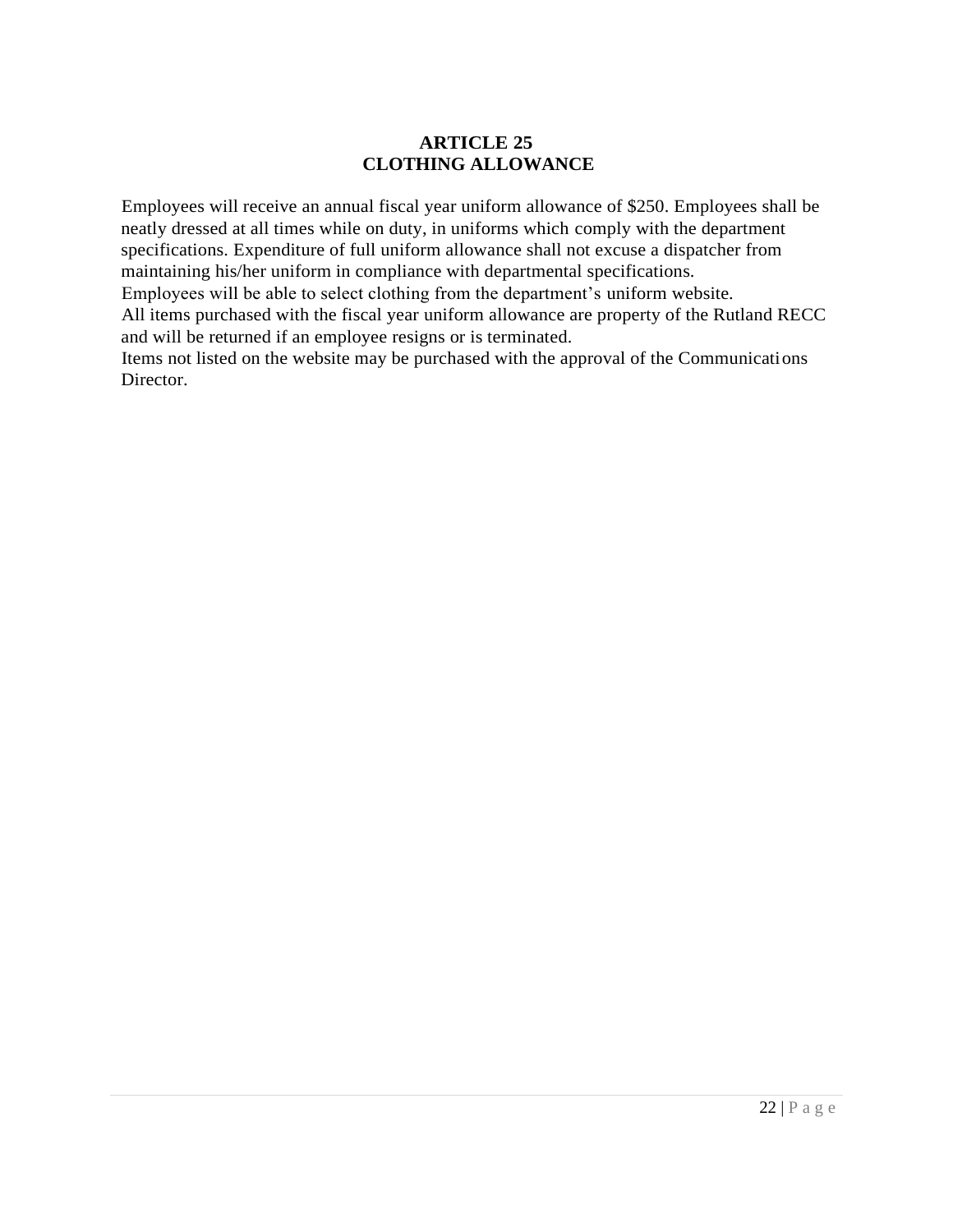# ARTICLE 25
# CLOTHING ALLOWANCE

Employees will receive an annual fiscal year uniform allowance of $250. Employees shall be neatly dressed at all times while on duty, in uniforms which comply with the department specifications. Expenditure of full uniform allowance shall not excuse a dispatcher from maintaining his/her uniform in compliance with departmental specifications.

Employees will be able to select clothing from the department's uniform website.

All items purchased with the fiscal year uniform allowance are property of the Rutland RECC and will be returned if an employee resigns or is terminated.

Items not listed on the website may be purchased with the approval of the Communications Director.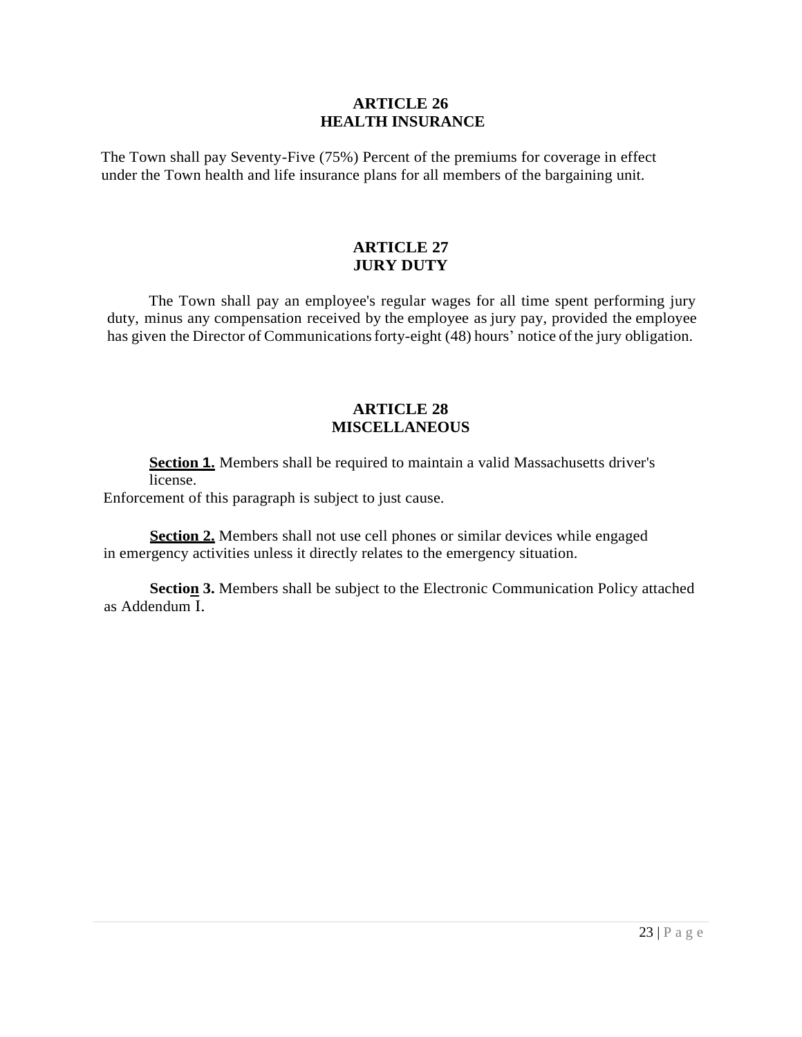## ARTICLE 26
## HEALTH INSURANCE

The Town shall pay Seventy-Five (75%) Percent of the premiums for coverage in effect under the Town health and life insurance plans for all members of the bargaining unit.

## ARTICLE 27
## JURY DUTY

The Town shall pay an employee's regular wages for all time spent performing jury duty, minus any compensation received by the employee as jury pay, provided the employee has given the Director of Communications forty-eight (48) hours' notice of the jury obligation.

## ARTICLE 28
## MISCELLANEOUS

**Section 1.** Members shall be required to maintain a valid Massachusetts driver's license.
Enforcement of this paragraph is subject to just cause.

**Section 2.** Members shall not use cell phones or similar devices while engaged in emergency activities unless it directly relates to the emergency situation.

**Section 3.** Members shall be subject to the Electronic Communication Policy attached as Addendum I.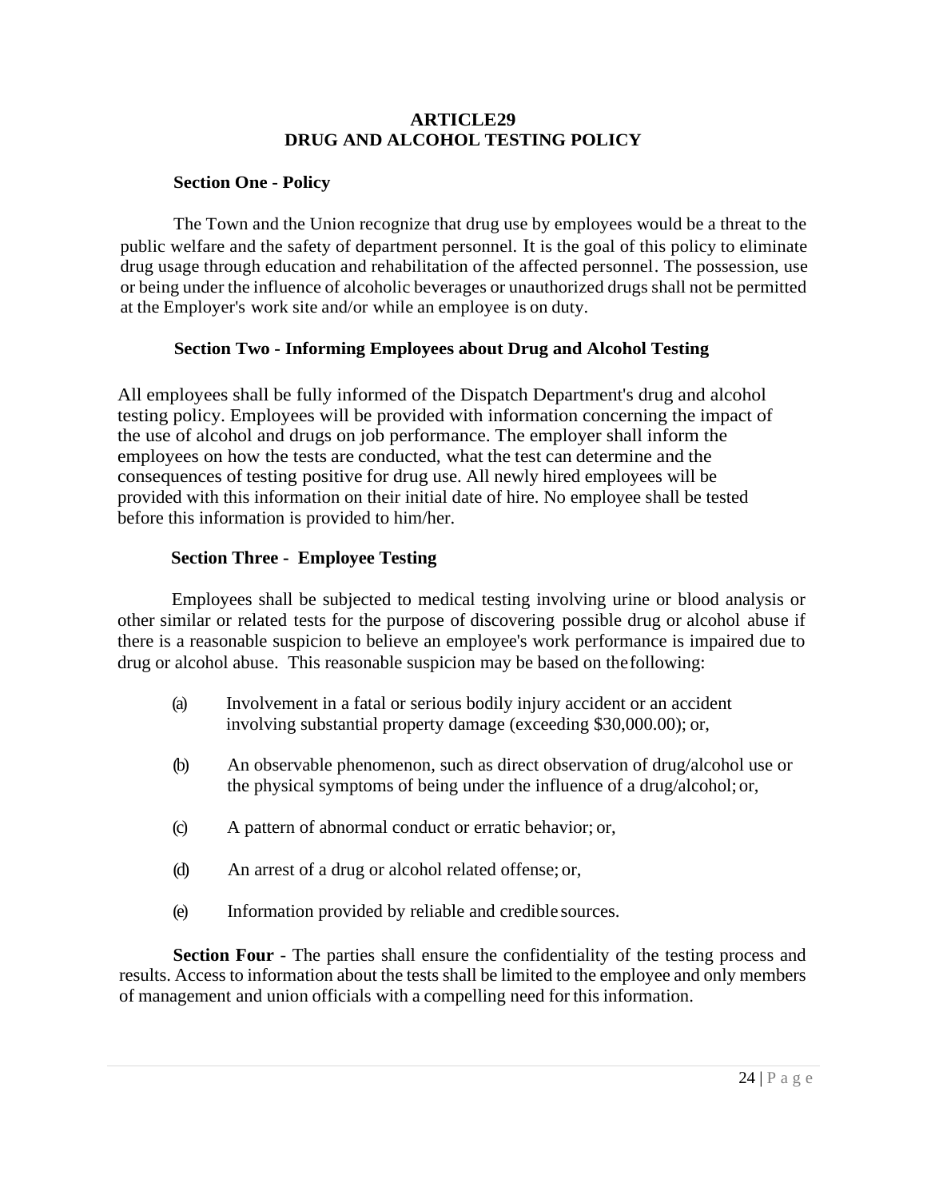# ARTICLE29
# DRUG AND ALCOHOL TESTING POLICY

**Section One - Policy**

The Town and the Union recognize that drug use by employees would be a threat to the public welfare and the safety of department personnel. It is the goal of this policy to eliminate drug usage through education and rehabilitation of the affected personnel. The possession, use or being under the influence of alcoholic beverages or unauthorized drugs shall not be permitted at the Employer's work site and/or while an employee is on duty.

**Section Two - Informing Employees about Drug and Alcohol Testing**

All employees shall be fully informed of the Dispatch Department's drug and alcohol testing policy. Employees will be provided with information concerning the impact of the use of alcohol and drugs on job performance. The employer shall inform the employees on how the tests are conducted, what the test can determine and the consequences of testing positive for drug use. All newly hired employees will be provided with this information on their initial date of hire. No employee shall be tested before this information is provided to him/her.

**Section Three - Employee Testing**

Employees shall be subjected to medical testing involving urine or blood analysis or other similar or related tests for the purpose of discovering possible drug or alcohol abuse if there is a reasonable suspicion to believe an employee's work performance is impaired due to drug or alcohol abuse. This reasonable suspicion may be based on the following:

(a) Involvement in a fatal or serious bodily injury accident or an accident involving substantial property damage (exceeding $30,000.00); or,

(b) An observable phenomenon, such as direct observation of drug/alcohol use or the physical symptoms of being under the influence of a drug/alcohol; or,

(c) A pattern of abnormal conduct or erratic behavior; or,

(d) An arrest of a drug or alcohol related offense; or,

(e) Information provided by reliable and credible sources.

**Section Four** - The parties shall ensure the confidentiality of the testing process and results. Access to information about the tests shall be limited to the employee and only members of management and union officials with a compelling need for this information.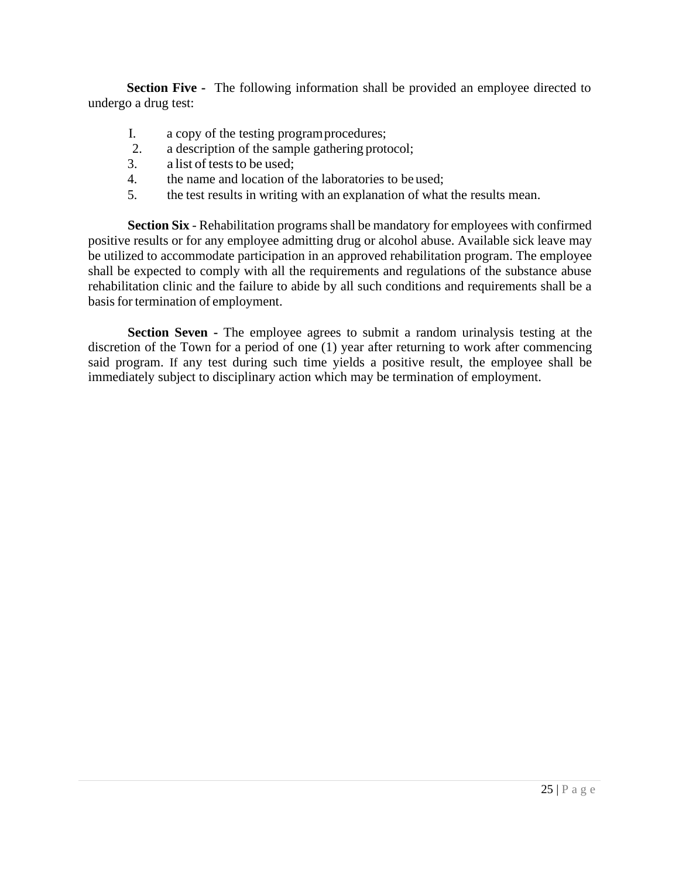**Section Five -** The following information shall be provided an employee directed to undergo a drug test:

I. a copy of the testing program procedures;
2. a description of the sample gathering protocol;
3. a list of tests to be used;
4. the name and location of the laboratories to be used;
5. the test results in writing with an explanation of what the results mean.

**Section Six** - Rehabilitation programs shall be mandatory for employees with confirmed positive results or for any employee admitting drug or alcohol abuse. Available sick leave may be utilized to accommodate participation in an approved rehabilitation program. The employee shall be expected to comply with all the requirements and regulations of the substance abuse rehabilitation clinic and the failure to abide by all such conditions and requirements shall be a basis for termination of employment.

**Section Seven -** The employee agrees to submit a random urinalysis testing at the discretion of the Town for a period of one (1) year after returning to work after commencing said program. If any test during such time yields a positive result, the employee shall be immediately subject to disciplinary action which may be termination of employment.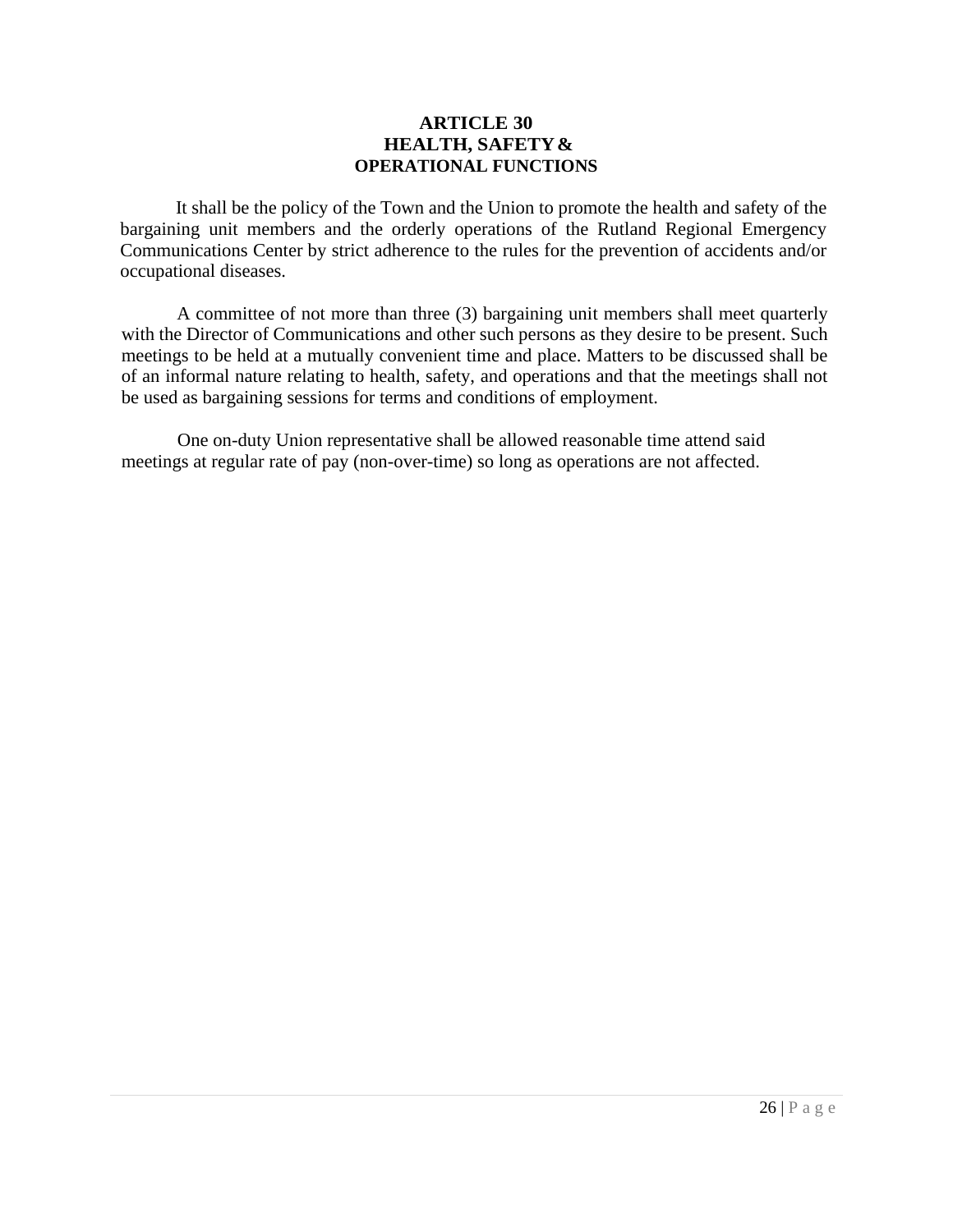# ARTICLE 30
# HEALTH, SAFETY & OPERATIONAL FUNCTIONS

It shall be the policy of the Town and the Union to promote the health and safety of the bargaining unit members and the orderly operations of the Rutland Regional Emergency Communications Center by strict adherence to the rules for the prevention of accidents and/or occupational diseases.

A committee of not more than three (3) bargaining unit members shall meet quarterly with the Director of Communications and other such persons as they desire to be present. Such meetings to be held at a mutually convenient time and place. Matters to be discussed shall be of an informal nature relating to health, safety, and operations and that the meetings shall not be used as bargaining sessions for terms and conditions of employment.

One on-duty Union representative shall be allowed reasonable time attend said meetings at regular rate of pay (non-over-time) so long as operations are not affected.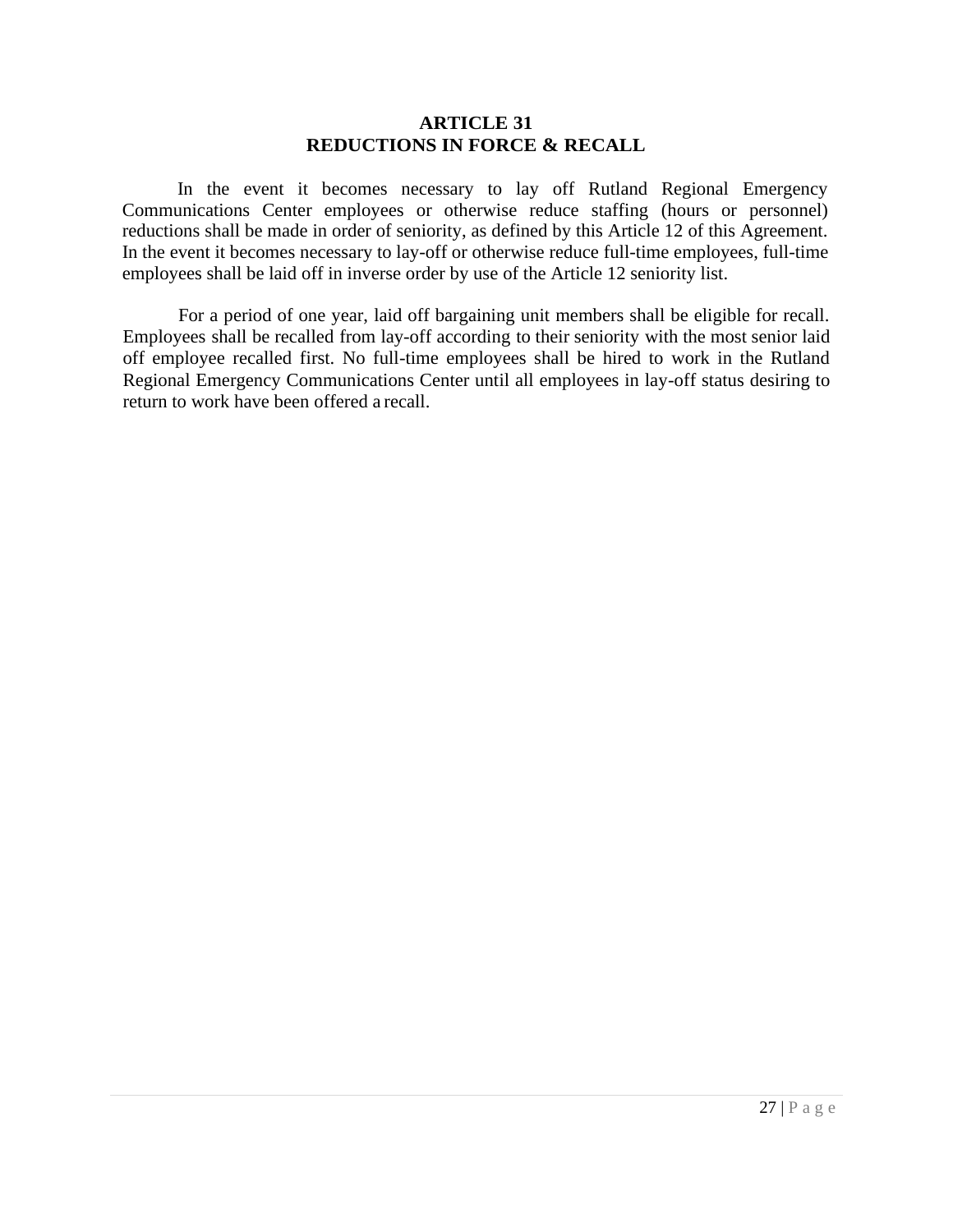# ARTICLE 31
# REDUCTIONS IN FORCE & RECALL

In the event it becomes necessary to lay off Rutland Regional Emergency Communications Center employees or otherwise reduce staffing (hours or personnel) reductions shall be made in order of seniority, as defined by this Article 12 of this Agreement. In the event it becomes necessary to lay-off or otherwise reduce full-time employees, full-time employees shall be laid off in inverse order by use of the Article 12 seniority list.

For a period of one year, laid off bargaining unit members shall be eligible for recall. Employees shall be recalled from lay-off according to their seniority with the most senior laid off employee recalled first. No full-time employees shall be hired to work in the Rutland Regional Emergency Communications Center until all employees in lay-off status desiring to return to work have been offered a recall.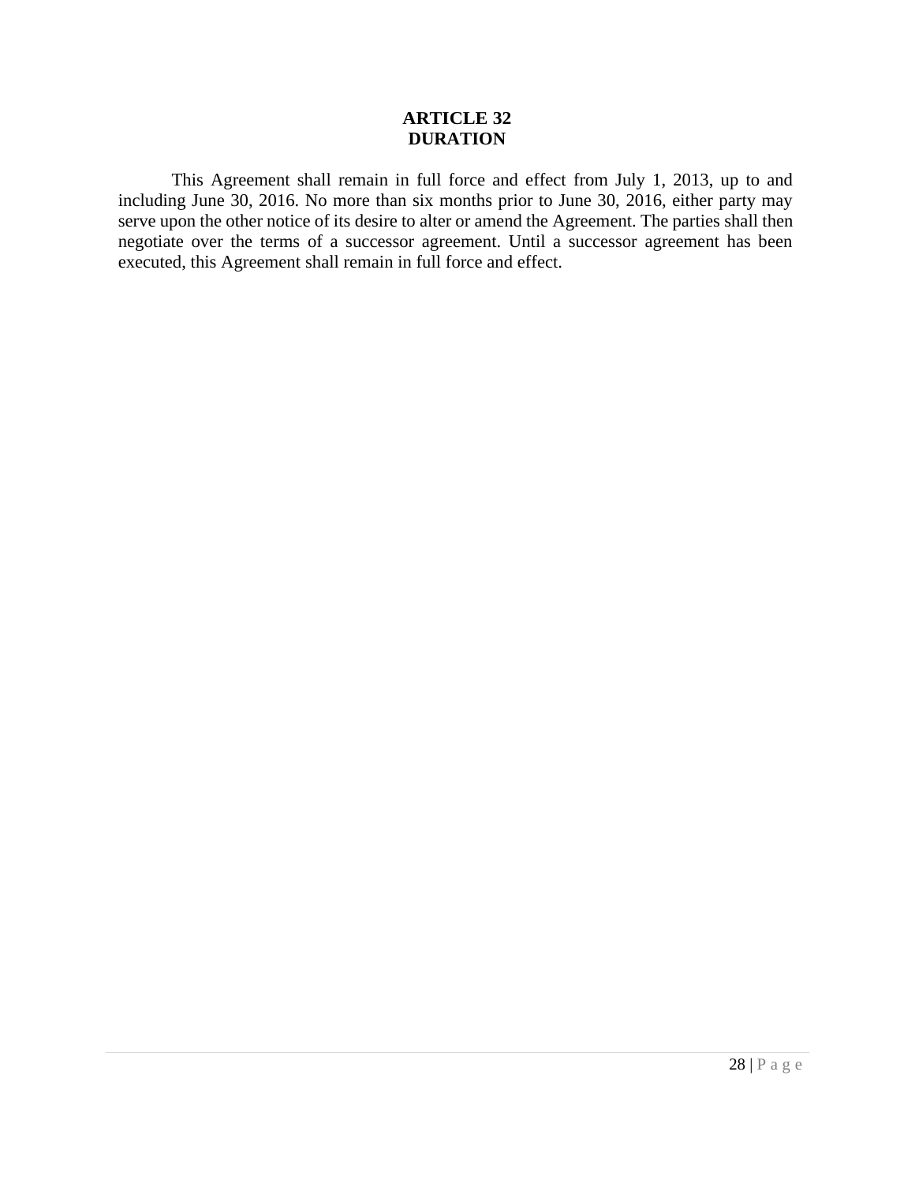# ARTICLE 32
# DURATION

This Agreement shall remain in full force and effect from July 1, 2013, up to and including June 30, 2016. No more than six months prior to June 30, 2016, either party may serve upon the other notice of its desire to alter or amend the Agreement. The parties shall then negotiate over the terms of a successor agreement. Until a successor agreement has been executed, this Agreement shall remain in full force and effect.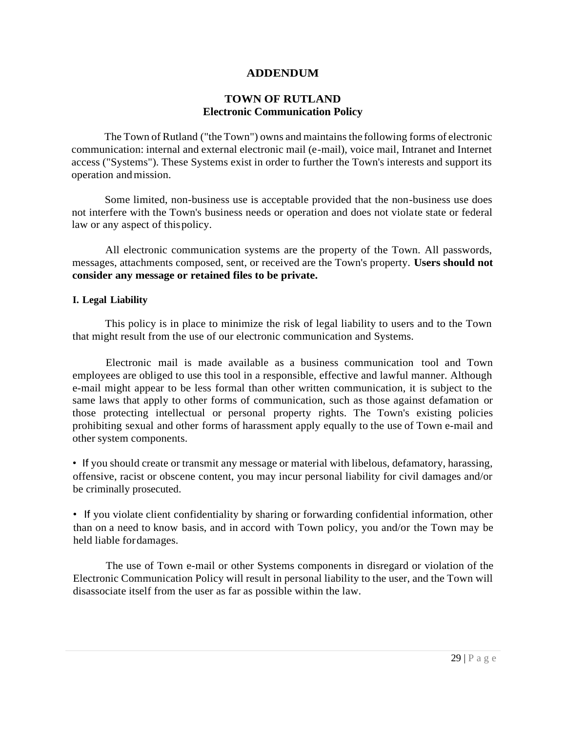# ADDENDUM

## TOWN OF RUTLAND
## Electronic Communication Policy

The Town of Rutland ("the Town") owns and maintains the following forms of electronic communication: internal and external electronic mail (e-mail), voice mail, Intranet and Internet access ("Systems"). These Systems exist in order to further the Town's interests and support its operation and mission.

Some limited, non-business use is acceptable provided that the non-business use does not interfere with the Town's business needs or operation and does not violate state or federal law or any aspect of this policy.

All electronic communication systems are the property of the Town. All passwords, messages, attachments composed, sent, or received are the Town's property. **Users should not consider any message or retained files to be private.**

### I. Legal Liability

This policy is in place to minimize the risk of legal liability to users and to the Town that might result from the use of our electronic communication and Systems.

Electronic mail is made available as a business communication tool and Town employees are obliged to use this tool in a responsible, effective and lawful manner. Although e-mail might appear to be less formal than other written communication, it is subject to the same laws that apply to other forms of communication, such as those against defamation or those protecting intellectual or personal property rights. The Town's existing policies prohibiting sexual and other forms of harassment apply equally to the use of Town e-mail and other system components.

- If you should create or transmit any message or material with libelous, defamatory, harassing, offensive, racist or obscene content, you may incur personal liability for civil damages and/or be criminally prosecuted.

- If you violate client confidentiality by sharing or forwarding confidential information, other than on a need to know basis, and in accord with Town policy, you and/or the Town may be held liable for damages.

The use of Town e-mail or other Systems components in disregard or violation of the Electronic Communication Policy will result in personal liability to the user, and the Town will disassociate itself from the user as far as possible within the law.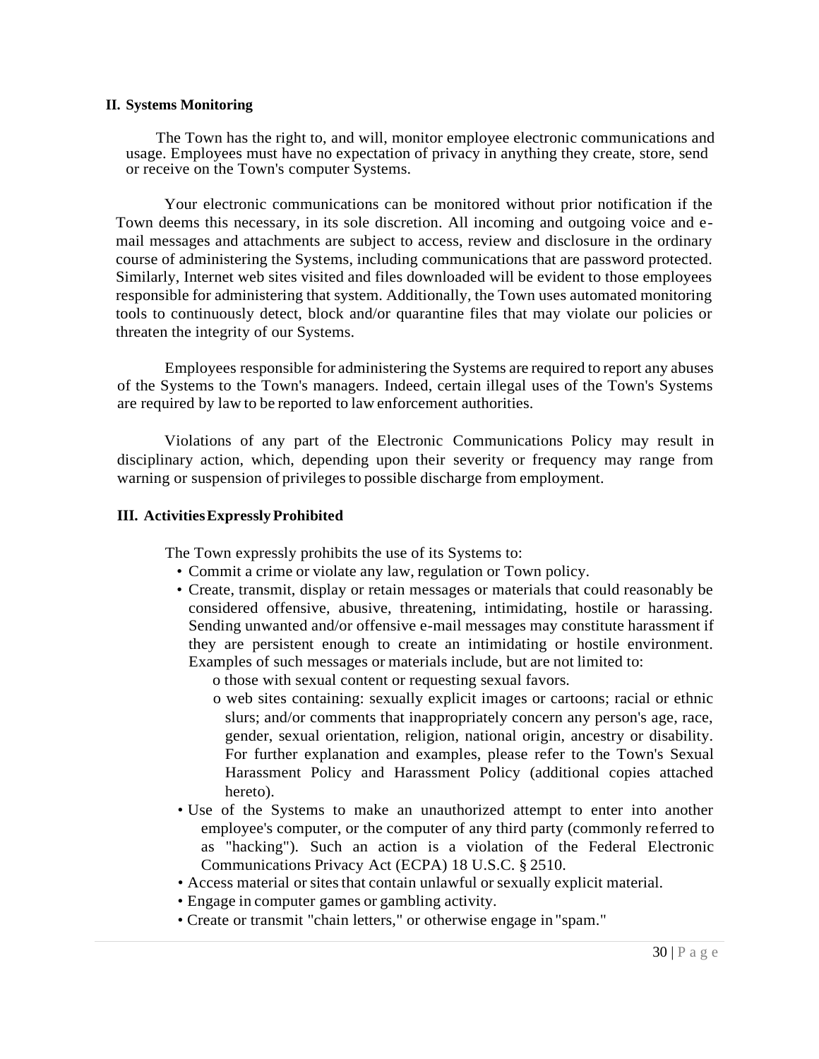## II. Systems Monitoring

The Town has the right to, and will, monitor employee electronic communications and usage. Employees must have no expectation of privacy in anything they create, store, send or receive on the Town's computer Systems.

Your electronic communications can be monitored without prior notification if the Town deems this necessary, in its sole discretion. All incoming and outgoing voice and e-mail messages and attachments are subject to access, review and disclosure in the ordinary course of administering the Systems, including communications that are password protected. Similarly, Internet web sites visited and files downloaded will be evident to those employees responsible for administering that system. Additionally, the Town uses automated monitoring tools to continuously detect, block and/or quarantine files that may violate our policies or threaten the integrity of our Systems.

Employees responsible for administering the Systems are required to report any abuses of the Systems to the Town's managers. Indeed, certain illegal uses of the Town's Systems are required by law to be reported to law enforcement authorities.

Violations of any part of the Electronic Communications Policy may result in disciplinary action, which, depending upon their severity or frequency may range from warning or suspension of privileges to possible discharge from employment.

## III. Activities Expressly Prohibited

The Town expressly prohibits the use of its Systems to:

- Commit a crime or violate any law, regulation or Town policy.
- Create, transmit, display or retain messages or materials that could reasonably be considered offensive, abusive, threatening, intimidating, hostile or harassing. Sending unwanted and/or offensive e-mail messages may constitute harassment if they are persistent enough to create an intimidating or hostile environment. Examples of such messages or materials include, but are not limited to:
  - those with sexual content or requesting sexual favors.
  - web sites containing: sexually explicit images or cartoons; racial or ethnic slurs; and/or comments that inappropriately concern any person's age, race, gender, sexual orientation, religion, national origin, ancestry or disability. For further explanation and examples, please refer to the Town's Sexual Harassment Policy and Harassment Policy (additional copies attached hereto).
- Use of the Systems to make an unauthorized attempt to enter into another employee's computer, or the computer of any third party (commonly referred to as "hacking"). Such an action is a violation of the Federal Electronic Communications Privacy Act (ECPA) 18 U.S.C. § 2510.
- Access material or sites that contain unlawful or sexually explicit material.
- Engage in computer games or gambling activity.
- Create or transmit "chain letters," or otherwise engage in "spam."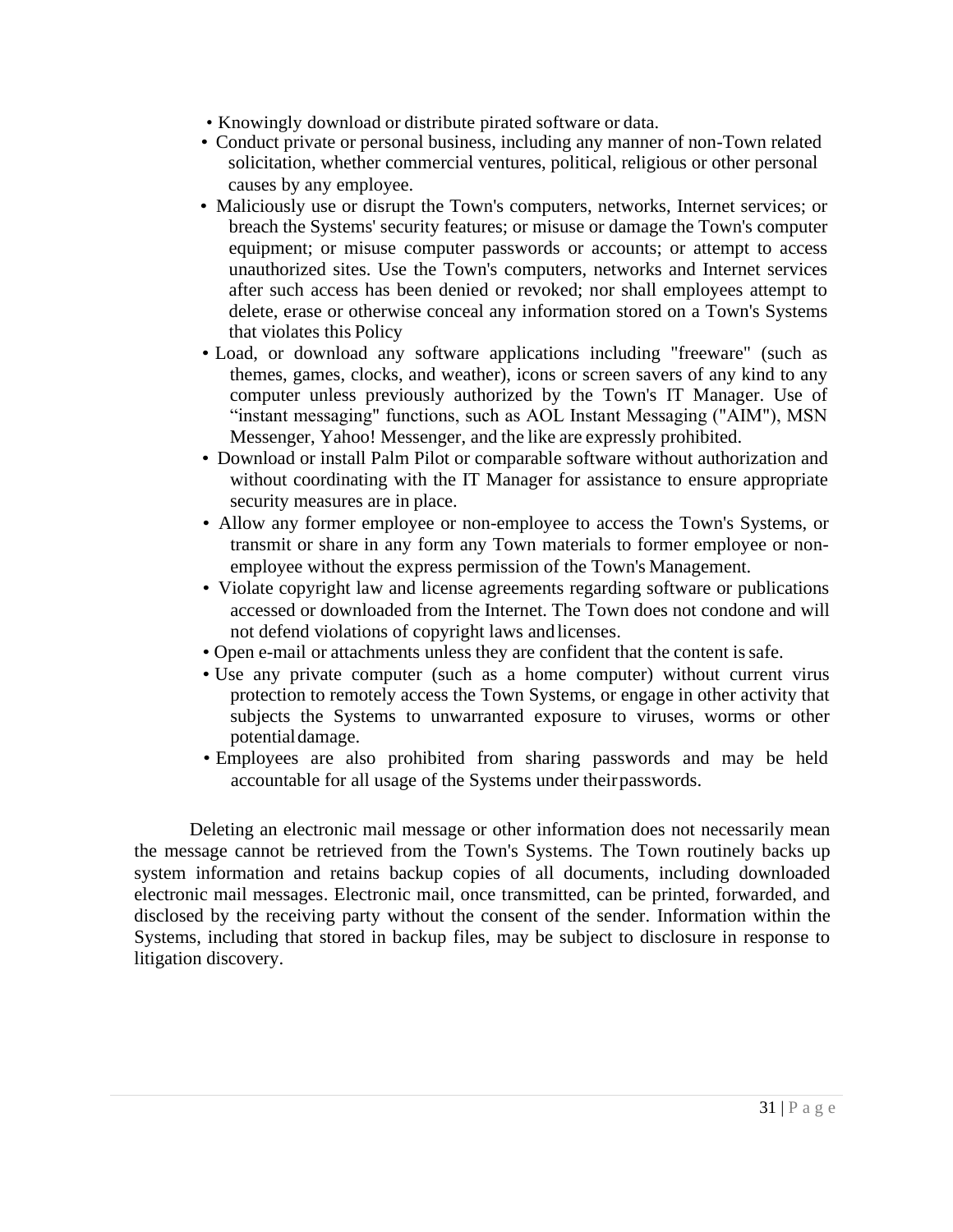- Knowingly download or distribute pirated software or data.
- Conduct private or personal business, including any manner of non-Town related solicitation, whether commercial ventures, political, religious or other personal causes by any employee.
- Maliciously use or disrupt the Town's computers, networks, Internet services; or breach the Systems' security features; or misuse or damage the Town's computer equipment; or misuse computer passwords or accounts; or attempt to access unauthorized sites. Use the Town's computers, networks and Internet services after such access has been denied or revoked; nor shall employees attempt to delete, erase or otherwise conceal any information stored on a Town's Systems that violates this Policy
- Load, or download any software applications including "freeware" (such as themes, games, clocks, and weather), icons or screen savers of any kind to any computer unless previously authorized by the Town's IT Manager. Use of "instant messaging" functions, such as AOL Instant Messaging ("AIM"), MSN Messenger, Yahoo! Messenger, and the like are expressly prohibited.
- Download or install Palm Pilot or comparable software without authorization and without coordinating with the IT Manager for assistance to ensure appropriate security measures are in place.
- Allow any former employee or non-employee to access the Town's Systems, or transmit or share in any form any Town materials to former employee or non-employee without the express permission of the Town's Management.
- Violate copyright law and license agreements regarding software or publications accessed or downloaded from the Internet. The Town does not condone and will not defend violations of copyright laws and licenses.
- Open e-mail or attachments unless they are confident that the content is safe.
- Use any private computer (such as a home computer) without current virus protection to remotely access the Town Systems, or engage in other activity that subjects the Systems to unwarranted exposure to viruses, worms or other potential damage.
- Employees are also prohibited from sharing passwords and may be held accountable for all usage of the Systems under their passwords.

Deleting an electronic mail message or other information does not necessarily mean the message cannot be retrieved from the Town's Systems. The Town routinely backs up system information and retains backup copies of all documents, including downloaded electronic mail messages. Electronic mail, once transmitted, can be printed, forwarded, and disclosed by the receiving party without the consent of the sender. Information within the Systems, including that stored in backup files, may be subject to disclosure in response to litigation discovery.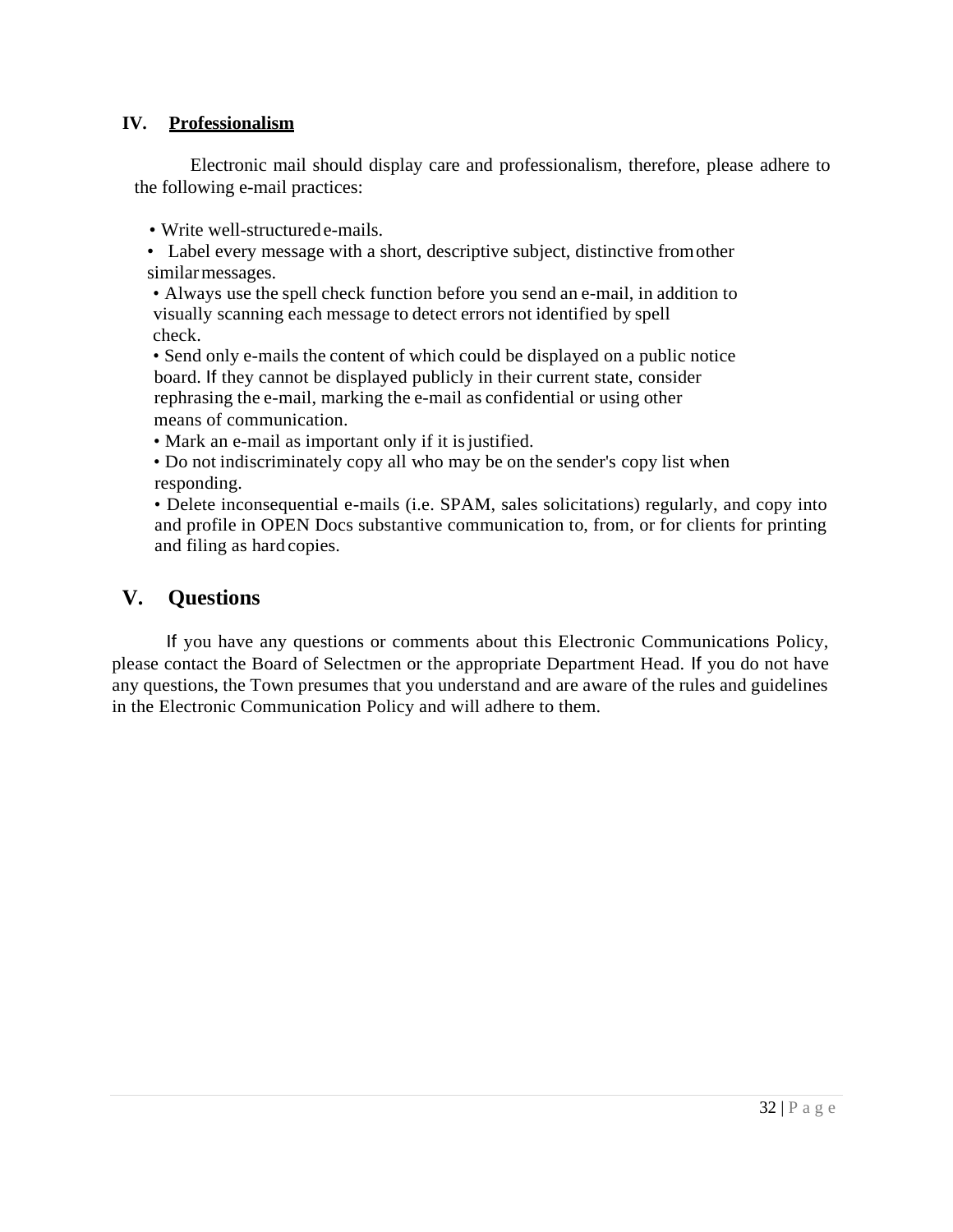## IV. **Professionalism**

Electronic mail should display care and professionalism, therefore, please adhere to the following e-mail practices:

- Write well-structured e-mails.
- Label every message with a short, descriptive subject, distinctive from other similar messages.
- Always use the spell check function before you send an e-mail, in addition to visually scanning each message to detect errors not identified by spell check.
- Send only e-mails the content of which could be displayed on a public notice board. If they cannot be displayed publicly in their current state, consider rephrasing the e-mail, marking the e-mail as confidential or using other means of communication.
- Mark an e-mail as important only if it is justified.
- Do not indiscriminately copy all who may be on the sender's copy list when responding.
- Delete inconsequential e-mails (i.e. SPAM, sales solicitations) regularly, and copy into and profile in OPEN Docs substantive communication to, from, or for clients for printing and filing as hard copies.

## V. Questions

If you have any questions or comments about this Electronic Communications Policy, please contact the Board of Selectmen or the appropriate Department Head. If you do not have any questions, the Town presumes that you understand and are aware of the rules and guidelines in the Electronic Communication Policy and will adhere to them.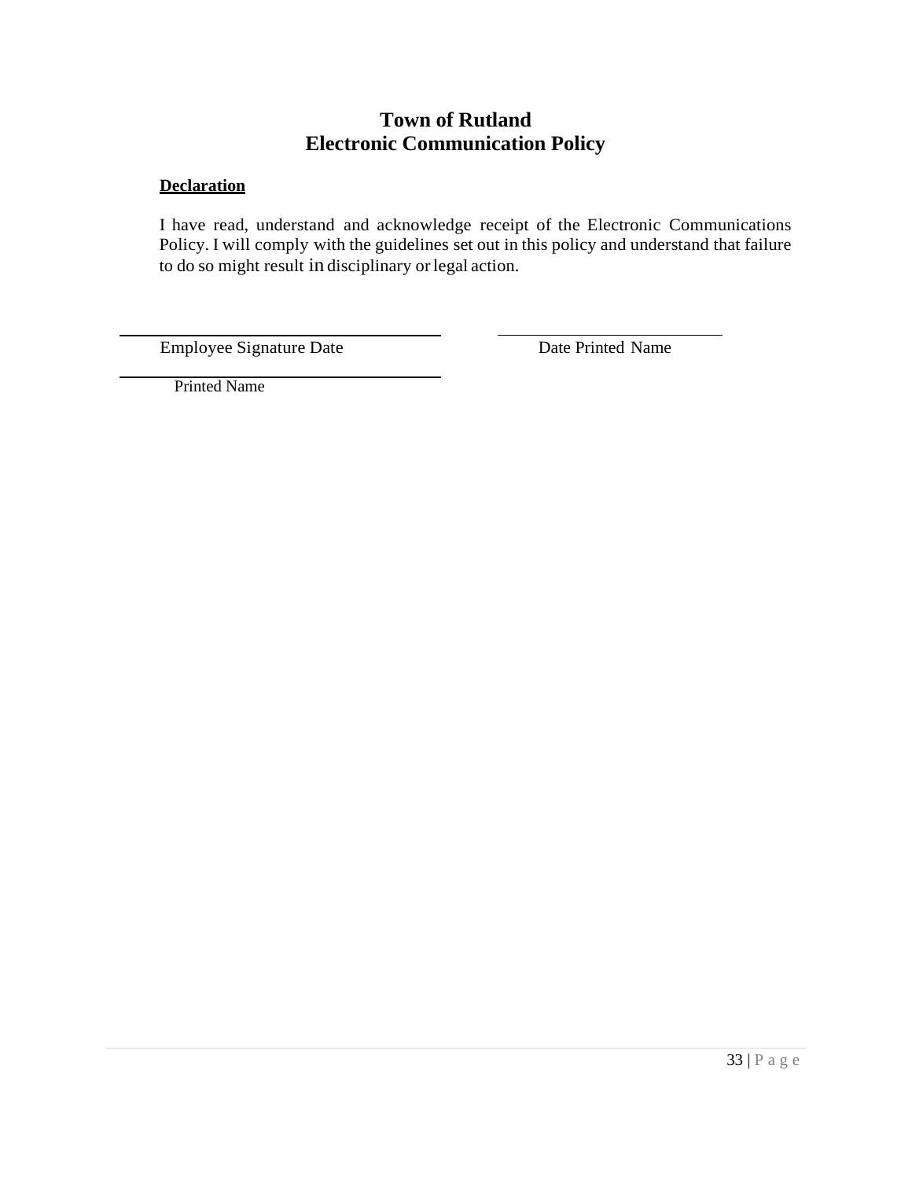# Town of Rutland
# Electronic Communication Policy

**Declaration**

I have read, understand and acknowledge receipt of the Electronic Communications Policy. I will comply with the guidelines set out in this policy and understand that failure to do so might result in disciplinary or legal action.

\_\_\_\_\_\_\_\_\_\_\_\_\_\_\_\_\_\_\_\_\_\_\_\_\_\_\_\_\_\_ \_\_\_\_\_\_\_\_\_\_\_\_\_\_\_\_\_\_\_\_\_\_\_\_

Employee Signature Date Date Printed Name

\_\_\_\_\_\_\_\_\_\_\_\_\_\_\_\_\_\_\_\_\_\_\_\_\_\_\_\_\_\_

Printed Name